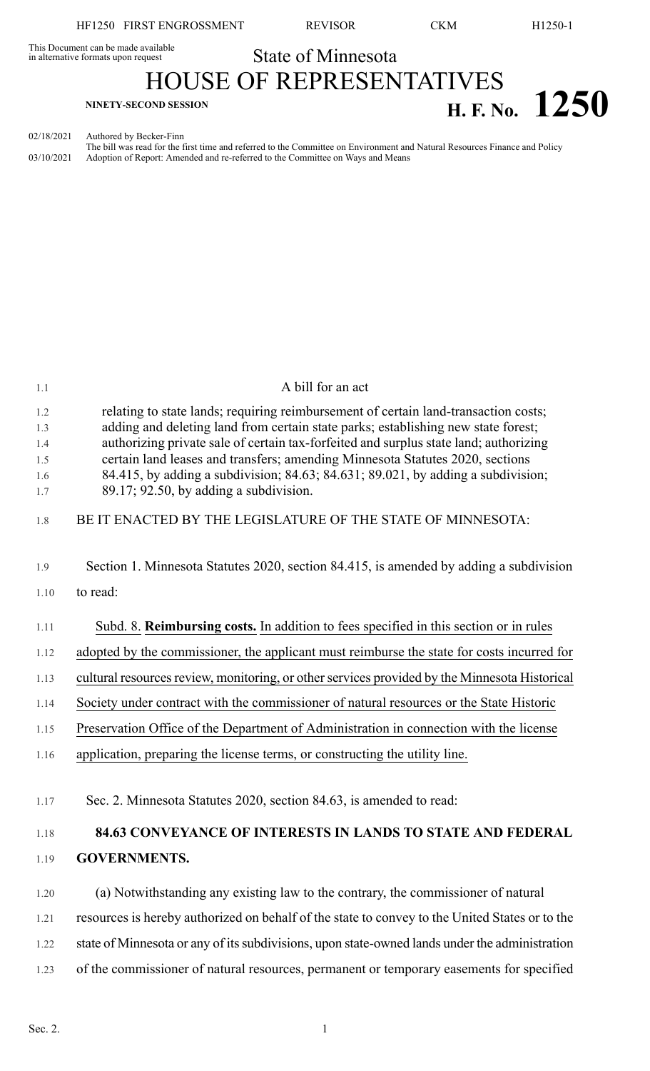This Document can be made available in alternative formats upon request

State of Minnesota

# HOUSE OF REPRESENTATIVES

**NINETY-SECOND SESSION**

**H. F. No. 1250**

02/18/2021 Authored by Becker-Finn
The bill was read for the first time and referred to the Committee on Environment and Natural Resources Finance and Policy
03/10/2021 Adoption of Report: Amended and re-referred to the Committee on Ways and Means

A bill for an act

relating to state lands; requiring reimbursement of certain land-transaction costs; adding and deleting land from certain state parks; establishing new state forest; authorizing private sale of certain tax-forfeited and surplus state land; authorizing certain land leases and transfers; amending Minnesota Statutes 2020, sections 84.415, by adding a subdivision; 84.63; 84.631; 89.021, by adding a subdivision; 89.17; 92.50, by adding a subdivision.

BE IT ENACTED BY THE LEGISLATURE OF THE STATE OF MINNESOTA:

Section 1. Minnesota Statutes 2020, section 84.415, is amended by adding a subdivision to read:

Subd. 8. **Reimbursing costs.** In addition to fees specified in this section or in rules adopted by the commissioner, the applicant must reimburse the state for costs incurred for cultural resources review, monitoring, or other services provided by the Minnesota Historical Society under contract with the commissioner of natural resources or the State Historic Preservation Office of the Department of Administration in connection with the license application, preparing the license terms, or constructing the utility line.

Sec. 2. Minnesota Statutes 2020, section 84.63, is amended to read:

**84.63 CONVEYANCE OF INTERESTS IN LANDS TO STATE AND FEDERAL GOVERNMENTS.**

(a) Notwithstanding any existing law to the contrary, the commissioner of natural resources is hereby authorized on behalf of the state to convey to the United States or to the state of Minnesota or any of its subdivisions, upon state-owned lands under the administration of the commissioner of natural resources, permanent or temporary easements for specified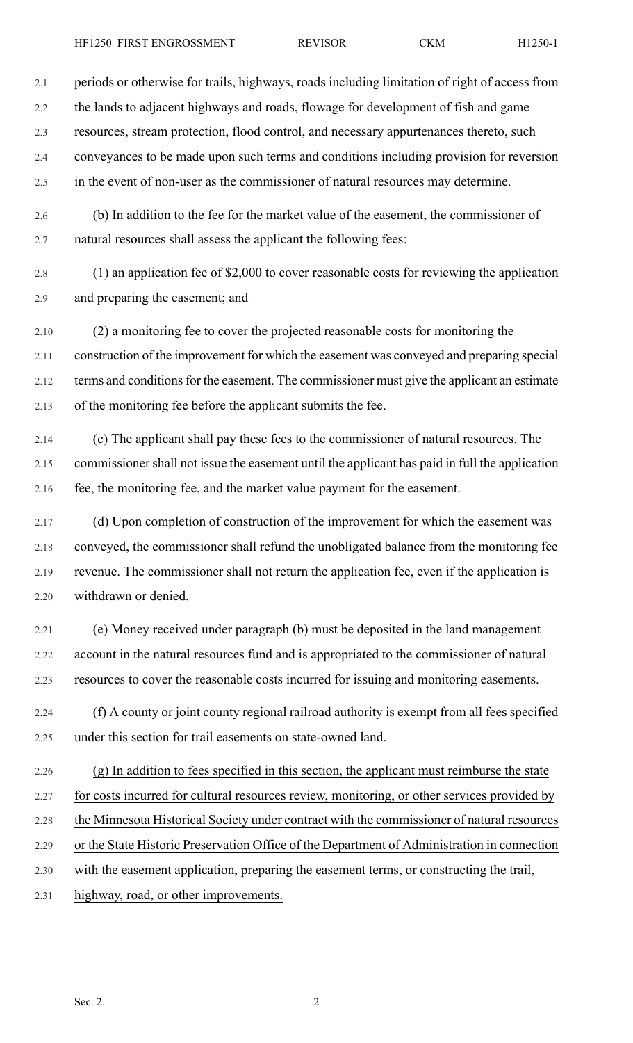periods or otherwise for trails, highways, roads including limitation of right of access from the lands to adjacent highways and roads, flowage for development of fish and game resources, stream protection, flood control, and necessary appurtenances thereto, such conveyances to be made upon such terms and conditions including provision for reversion in the event of non-user as the commissioner of natural resources may determine.

(b) In addition to the fee for the market value of the easement, the commissioner of natural resources shall assess the applicant the following fees:

(1) an application fee of $2,000 to cover reasonable costs for reviewing the application and preparing the easement; and

(2) a monitoring fee to cover the projected reasonable costs for monitoring the construction of the improvement for which the easement was conveyed and preparing special terms and conditions for the easement. The commissioner must give the applicant an estimate of the monitoring fee before the applicant submits the fee.

(c) The applicant shall pay these fees to the commissioner of natural resources. The commissioner shall not issue the easement until the applicant has paid in full the application fee, the monitoring fee, and the market value payment for the easement.

(d) Upon completion of construction of the improvement for which the easement was conveyed, the commissioner shall refund the unobligated balance from the monitoring fee revenue. The commissioner shall not return the application fee, even if the application is withdrawn or denied.

(e) Money received under paragraph (b) must be deposited in the land management account in the natural resources fund and is appropriated to the commissioner of natural resources to cover the reasonable costs incurred for issuing and monitoring easements.

(f) A county or joint county regional railroad authority is exempt from all fees specified under this section for trail easements on state-owned land.

(g) In addition to fees specified in this section, the applicant must reimburse the state for costs incurred for cultural resources review, monitoring, or other services provided by the Minnesota Historical Society under contract with the commissioner of natural resources or the State Historic Preservation Office of the Department of Administration in connection with the easement application, preparing the easement terms, or constructing the trail, highway, road, or other improvements.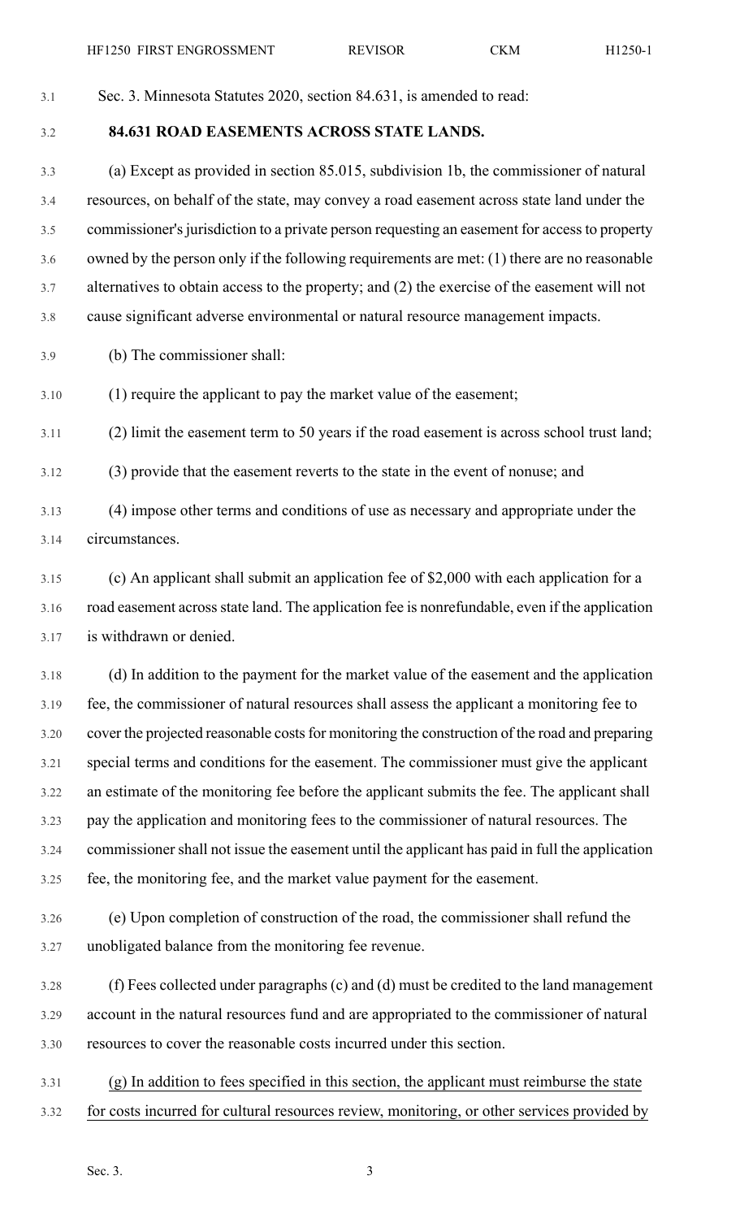Sec. 3. Minnesota Statutes 2020, section 84.631, is amended to read:

**84.631 ROAD EASEMENTS ACROSS STATE LANDS.**

(a) Except as provided in section 85.015, subdivision 1b, the commissioner of natural resources, on behalf of the state, may convey a road easement across state land under the commissioner's jurisdiction to a private person requesting an easement for access to property owned by the person only if the following requirements are met: (1) there are no reasonable alternatives to obtain access to the property; and (2) the exercise of the easement will not cause significant adverse environmental or natural resource management impacts.

(b) The commissioner shall:

(1) require the applicant to pay the market value of the easement;

(2) limit the easement term to 50 years if the road easement is across school trust land;

(3) provide that the easement reverts to the state in the event of nonuse; and

(4) impose other terms and conditions of use as necessary and appropriate under the circumstances.

(c) An applicant shall submit an application fee of $2,000 with each application for a road easement across state land. The application fee is nonrefundable, even if the application is withdrawn or denied.

(d) In addition to the payment for the market value of the easement and the application fee, the commissioner of natural resources shall assess the applicant a monitoring fee to cover the projected reasonable costs for monitoring the construction of the road and preparing special terms and conditions for the easement. The commissioner must give the applicant an estimate of the monitoring fee before the applicant submits the fee. The applicant shall pay the application and monitoring fees to the commissioner of natural resources. The commissioner shall not issue the easement until the applicant has paid in full the application fee, the monitoring fee, and the market value payment for the easement.

(e) Upon completion of construction of the road, the commissioner shall refund the unobligated balance from the monitoring fee revenue.

(f) Fees collected under paragraphs (c) and (d) must be credited to the land management account in the natural resources fund and are appropriated to the commissioner of natural resources to cover the reasonable costs incurred under this section.

<u>(g) In addition to fees specified in this section, the applicant must reimburse the state for costs incurred for cultural resources review, monitoring, or other services provided by</u>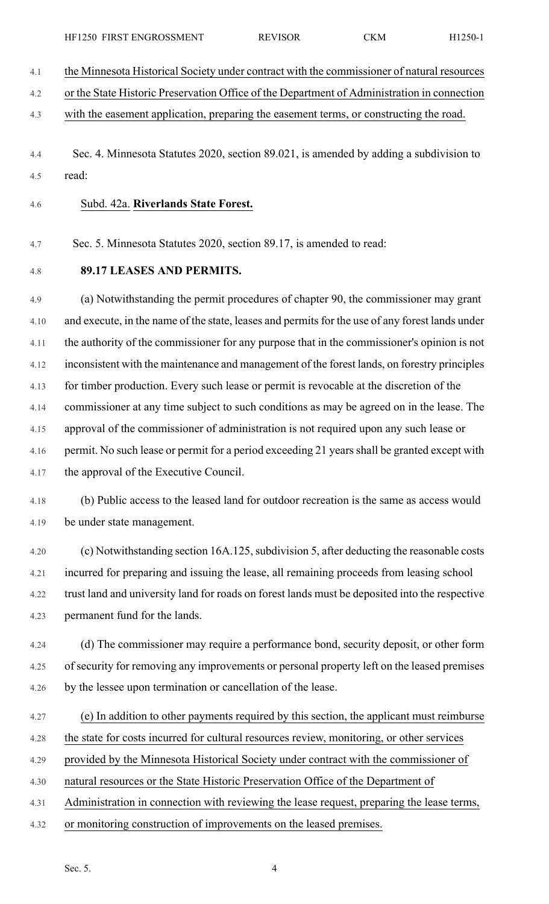the Minnesota Historical Society under contract with the commissioner of natural resources or the State Historic Preservation Office of the Department of Administration in connection with the easement application, preparing the easement terms, or constructing the road.

Sec. 4. Minnesota Statutes 2020, section 89.021, is amended by adding a subdivision to read:

Subd. 42a. **Riverlands State Forest.**

Sec. 5. Minnesota Statutes 2020, section 89.17, is amended to read:

**89.17 LEASES AND PERMITS.**

(a) Notwithstanding the permit procedures of chapter 90, the commissioner may grant and execute, in the name of the state, leases and permits for the use of any forest lands under the authority of the commissioner for any purpose that in the commissioner's opinion is not inconsistent with the maintenance and management of the forest lands, on forestry principles for timber production. Every such lease or permit is revocable at the discretion of the commissioner at any time subject to such conditions as may be agreed on in the lease. The approval of the commissioner of administration is not required upon any such lease or permit. No such lease or permit for a period exceeding 21 years shall be granted except with the approval of the Executive Council.

(b) Public access to the leased land for outdoor recreation is the same as access would be under state management.

(c) Notwithstanding section 16A.125, subdivision 5, after deducting the reasonable costs incurred for preparing and issuing the lease, all remaining proceeds from leasing school trust land and university land for roads on forest lands must be deposited into the respective permanent fund for the lands.

(d) The commissioner may require a performance bond, security deposit, or other form of security for removing any improvements or personal property left on the leased premises by the lessee upon termination or cancellation of the lease.

(e) In addition to other payments required by this section, the applicant must reimburse the state for costs incurred for cultural resources review, monitoring, or other services provided by the Minnesota Historical Society under contract with the commissioner of natural resources or the State Historic Preservation Office of the Department of Administration in connection with reviewing the lease request, preparing the lease terms, or monitoring construction of improvements on the leased premises.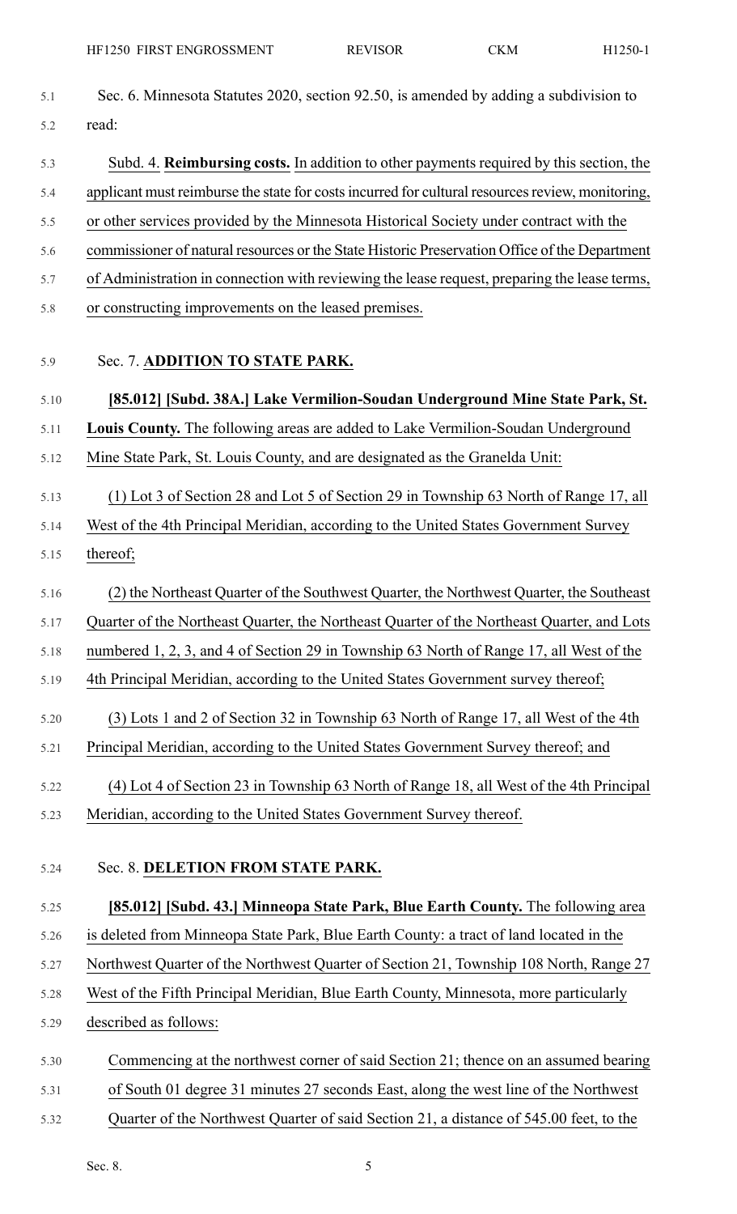Sec. 6. Minnesota Statutes 2020, section 92.50, is amended by adding a subdivision to read:

Subd. 4. **Reimbursing costs.** In addition to other payments required by this section, the applicant must reimburse the state for costs incurred for cultural resources review, monitoring, or other services provided by the Minnesota Historical Society under contract with the commissioner of natural resources or the State Historic Preservation Office of the Department of Administration in connection with reviewing the lease request, preparing the lease terms, or constructing improvements on the leased premises.

Sec. 7. **ADDITION TO STATE PARK.**

**[85.012] [Subd. 38A.] Lake Vermilion-Soudan Underground Mine State Park, St. Louis County.** The following areas are added to Lake Vermilion-Soudan Underground Mine State Park, St. Louis County, and are designated as the Granelda Unit:

(1) Lot 3 of Section 28 and Lot 5 of Section 29 in Township 63 North of Range 17, all West of the 4th Principal Meridian, according to the United States Government Survey thereof;

(2) the Northeast Quarter of the Southwest Quarter, the Northwest Quarter, the Southeast Quarter of the Northeast Quarter, the Northeast Quarter of the Northeast Quarter, and Lots numbered 1, 2, 3, and 4 of Section 29 in Township 63 North of Range 17, all West of the 4th Principal Meridian, according to the United States Government survey thereof;

(3) Lots 1 and 2 of Section 32 in Township 63 North of Range 17, all West of the 4th Principal Meridian, according to the United States Government Survey thereof; and

(4) Lot 4 of Section 23 in Township 63 North of Range 18, all West of the 4th Principal Meridian, according to the United States Government Survey thereof.

Sec. 8. **DELETION FROM STATE PARK.**

**[85.012] [Subd. 43.] Minneopa State Park, Blue Earth County.** The following area is deleted from Minneopa State Park, Blue Earth County: a tract of land located in the Northwest Quarter of the Northwest Quarter of Section 21, Township 108 North, Range 27 West of the Fifth Principal Meridian, Blue Earth County, Minnesota, more particularly described as follows:

Commencing at the northwest corner of said Section 21; thence on an assumed bearing of South 01 degree 31 minutes 27 seconds East, along the west line of the Northwest Quarter of the Northwest Quarter of said Section 21, a distance of 545.00 feet, to the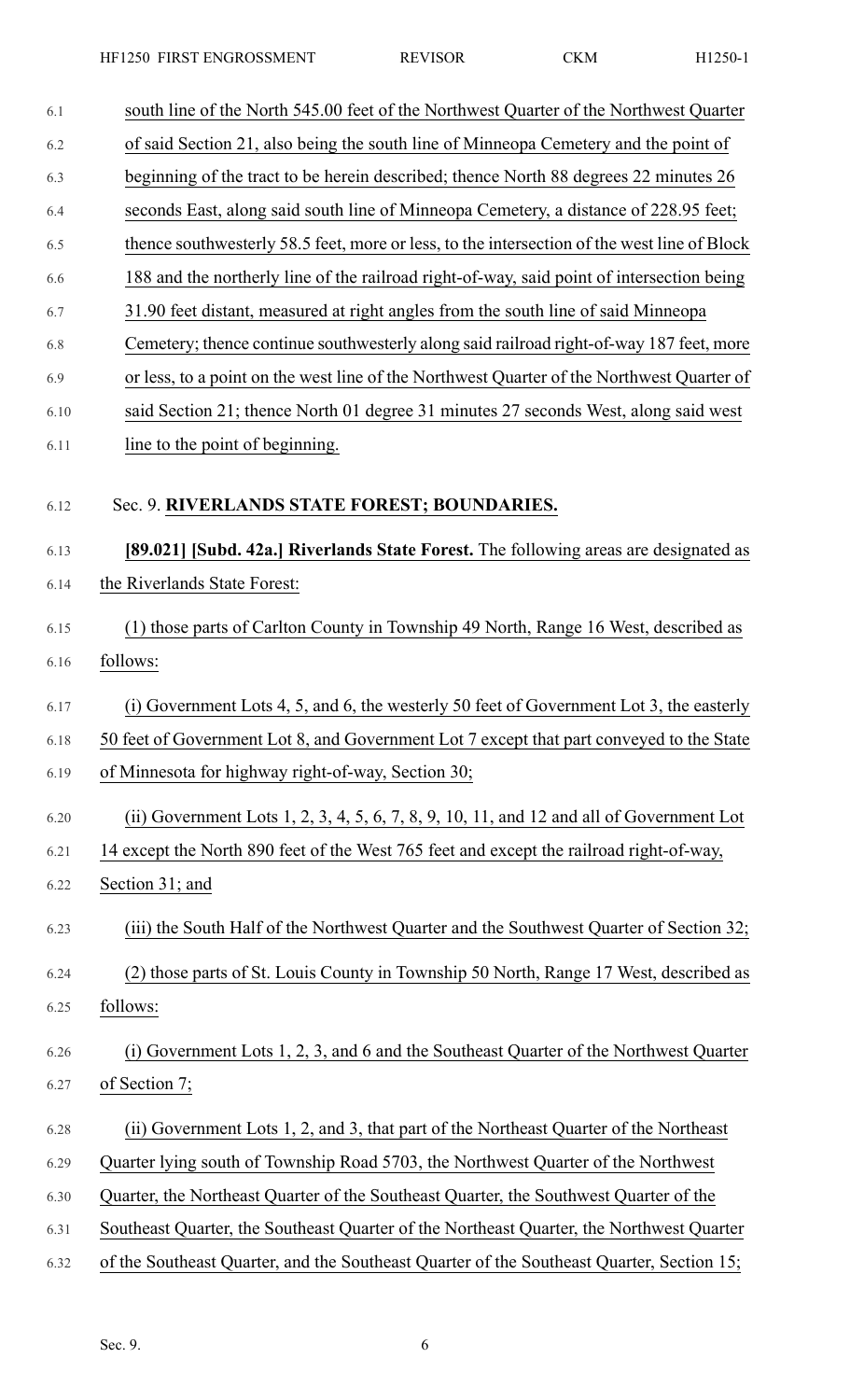south line of the North 545.00 feet of the Northwest Quarter of the Northwest Quarter of said Section 21, also being the south line of Minneopa Cemetery and the point of beginning of the tract to be herein described; thence North 88 degrees 22 minutes 26 seconds East, along said south line of Minneopa Cemetery, a distance of 228.95 feet; thence southwesterly 58.5 feet, more or less, to the intersection of the west line of Block 188 and the northerly line of the railroad right-of-way, said point of intersection being 31.90 feet distant, measured at right angles from the south line of said Minneopa Cemetery; thence continue southwesterly along said railroad right-of-way 187 feet, more or less, to a point on the west line of the Northwest Quarter of the Northwest Quarter of said Section 21; thence North 01 degree 31 minutes 27 seconds West, along said west line to the point of beginning.

Sec. 9. **RIVERLANDS STATE FOREST; BOUNDARIES.**

**[89.021] [Subd. 42a.] Riverlands State Forest.** The following areas are designated as the Riverlands State Forest:

(1) those parts of Carlton County in Township 49 North, Range 16 West, described as follows:

(i) Government Lots 4, 5, and 6, the westerly 50 feet of Government Lot 3, the easterly 50 feet of Government Lot 8, and Government Lot 7 except that part conveyed to the State of Minnesota for highway right-of-way, Section 30;

(ii) Government Lots 1, 2, 3, 4, 5, 6, 7, 8, 9, 10, 11, and 12 and all of Government Lot 14 except the North 890 feet of the West 765 feet and except the railroad right-of-way, Section 31; and

(iii) the South Half of the Northwest Quarter and the Southwest Quarter of Section 32;

(2) those parts of St. Louis County in Township 50 North, Range 17 West, described as follows:

(i) Government Lots 1, 2, 3, and 6 and the Southeast Quarter of the Northwest Quarter of Section 7;

(ii) Government Lots 1, 2, and 3, that part of the Northeast Quarter of the Northeast Quarter lying south of Township Road 5703, the Northwest Quarter of the Northwest Quarter, the Northeast Quarter of the Southeast Quarter, the Southwest Quarter of the Southeast Quarter, the Southeast Quarter of the Northeast Quarter, the Northwest Quarter of the Southeast Quarter, and the Southeast Quarter of the Southeast Quarter, Section 15;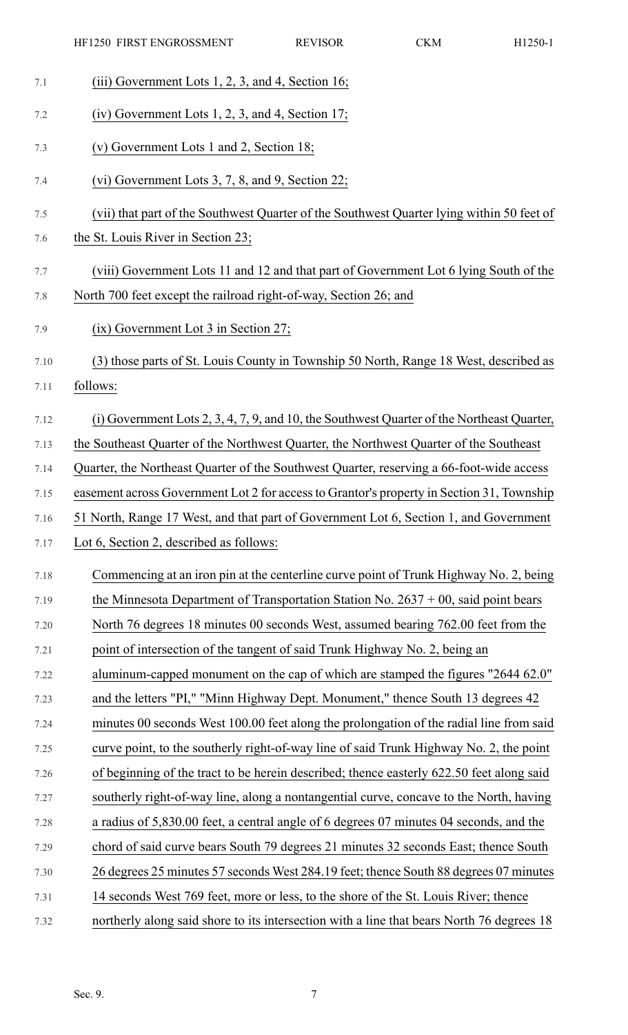(iii) Government Lots 1, 2, 3, and 4, Section 16;

(iv) Government Lots 1, 2, 3, and 4, Section 17;

(v) Government Lots 1 and 2, Section 18;

(vi) Government Lots 3, 7, 8, and 9, Section 22;

(vii) that part of the Southwest Quarter of the Southwest Quarter lying within 50 feet of the St. Louis River in Section 23;

(viii) Government Lots 11 and 12 and that part of Government Lot 6 lying South of the North 700 feet except the railroad right-of-way, Section 26; and

(ix) Government Lot 3 in Section 27;

(3) those parts of St. Louis County in Township 50 North, Range 18 West, described as follows:

(i) Government Lots 2, 3, 4, 7, 9, and 10, the Southwest Quarter of the Northeast Quarter, the Southeast Quarter of the Northwest Quarter, the Northwest Quarter of the Southeast Quarter, the Northeast Quarter of the Southwest Quarter, reserving a 66-foot-wide access easement across Government Lot 2 for access to Grantor's property in Section 31, Township 51 North, Range 17 West, and that part of Government Lot 6, Section 1, and Government Lot 6, Section 2, described as follows:

> Commencing at an iron pin at the centerline curve point of Trunk Highway No. 2, being the Minnesota Department of Transportation Station No. 2637 + 00, said point bears North 76 degrees 18 minutes 00 seconds West, assumed bearing 762.00 feet from the point of intersection of the tangent of said Trunk Highway No. 2, being an aluminum-capped monument on the cap of which are stamped the figures "2644 62.0" and the letters "PI," "Minn Highway Dept. Monument," thence South 13 degrees 42 minutes 00 seconds West 100.00 feet along the prolongation of the radial line from said curve point, to the southerly right-of-way line of said Trunk Highway No. 2, the point of beginning of the tract to be herein described; thence easterly 622.50 feet along said southerly right-of-way line, along a nontangential curve, concave to the North, having a radius of 5,830.00 feet, a central angle of 6 degrees 07 minutes 04 seconds, and the chord of said curve bears South 79 degrees 21 minutes 32 seconds East; thence South 26 degrees 25 minutes 57 seconds West 284.19 feet; thence South 88 degrees 07 minutes 14 seconds West 769 feet, more or less, to the shore of the St. Louis River; thence northerly along said shore to its intersection with a line that bears North 76 degrees 18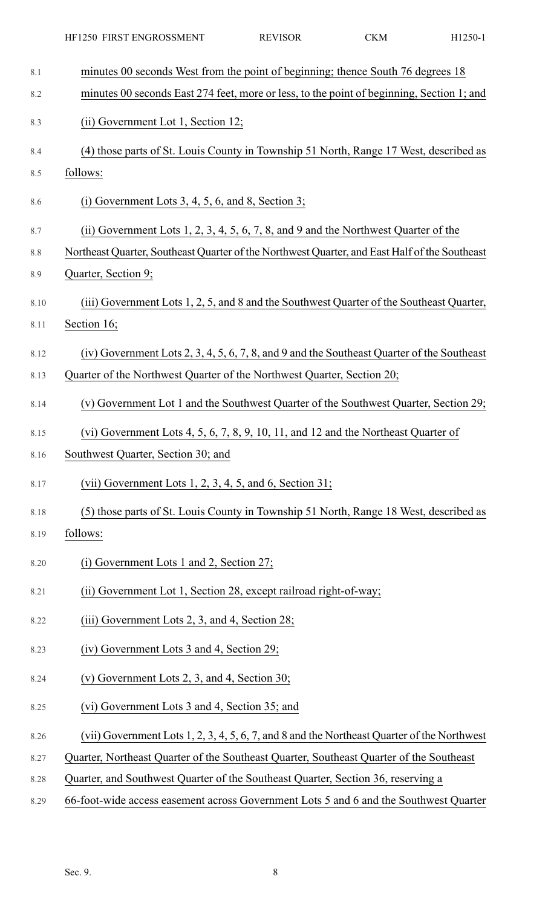minutes 00 seconds West from the point of beginning; thence South 76 degrees 18 minutes 00 seconds East 274 feet, more or less, to the point of beginning, Section 1; and

(ii) Government Lot 1, Section 12;

(4) those parts of St. Louis County in Township 51 North, Range 17 West, described as follows:

(i) Government Lots 3, 4, 5, 6, and 8, Section 3;

(ii) Government Lots 1, 2, 3, 4, 5, 6, 7, 8, and 9 and the Northwest Quarter of the Northeast Quarter, Southeast Quarter of the Northwest Quarter, and East Half of the Southeast Quarter, Section 9;

(iii) Government Lots 1, 2, 5, and 8 and the Southwest Quarter of the Southeast Quarter, Section 16;

(iv) Government Lots 2, 3, 4, 5, 6, 7, 8, and 9 and the Southeast Quarter of the Southeast Quarter of the Northwest Quarter of the Northwest Quarter, Section 20;

(v) Government Lot 1 and the Southwest Quarter of the Southwest Quarter, Section 29;

(vi) Government Lots 4, 5, 6, 7, 8, 9, 10, 11, and 12 and the Northeast Quarter of Southwest Quarter, Section 30; and

(vii) Government Lots 1, 2, 3, 4, 5, and 6, Section 31;

(5) those parts of St. Louis County in Township 51 North, Range 18 West, described as follows:

(i) Government Lots 1 and 2, Section 27;

(ii) Government Lot 1, Section 28, except railroad right-of-way;

(iii) Government Lots 2, 3, and 4, Section 28;

(iv) Government Lots 3 and 4, Section 29;

(v) Government Lots 2, 3, and 4, Section 30;

(vi) Government Lots 3 and 4, Section 35; and

(vii) Government Lots 1, 2, 3, 4, 5, 6, 7, and 8 and the Northeast Quarter of the Northwest Quarter, Northeast Quarter of the Southeast Quarter, Southeast Quarter of the Southeast Quarter, and Southwest Quarter of the Southeast Quarter, Section 36, reserving a 66-foot-wide access easement across Government Lots 5 and 6 and the Southwest Quarter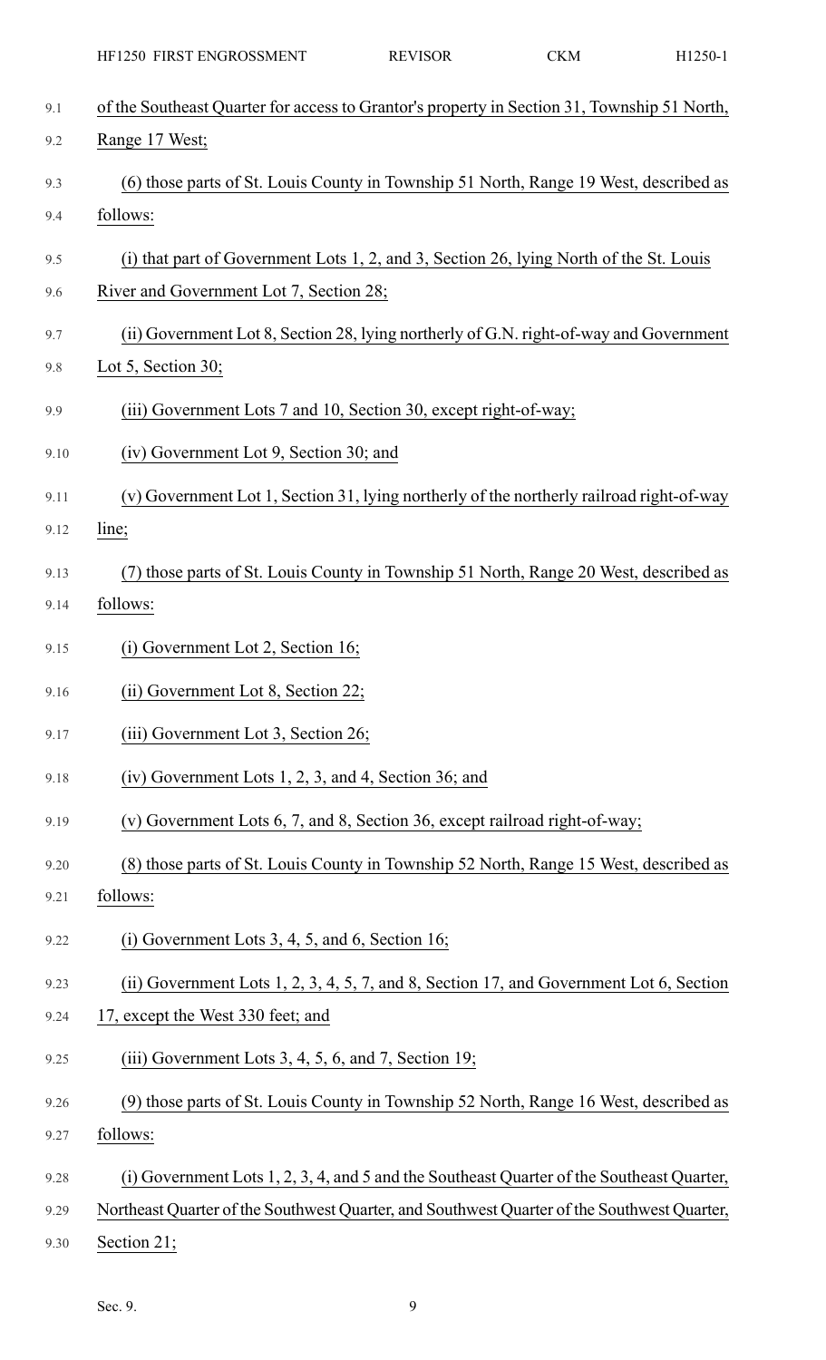of the Southeast Quarter for access to Grantor's property in Section 31, Township 51 North, Range 17 West;

(6) those parts of St. Louis County in Township 51 North, Range 19 West, described as follows:

(i) that part of Government Lots 1, 2, and 3, Section 26, lying North of the St. Louis River and Government Lot 7, Section 28;

(ii) Government Lot 8, Section 28, lying northerly of G.N. right-of-way and Government Lot 5, Section 30;

(iii) Government Lots 7 and 10, Section 30, except right-of-way;

(iv) Government Lot 9, Section 30; and

(v) Government Lot 1, Section 31, lying northerly of the northerly railroad right-of-way line;

(7) those parts of St. Louis County in Township 51 North, Range 20 West, described as follows:

(i) Government Lot 2, Section 16;

(ii) Government Lot 8, Section 22;

(iii) Government Lot 3, Section 26;

(iv) Government Lots 1, 2, 3, and 4, Section 36; and

(v) Government Lots 6, 7, and 8, Section 36, except railroad right-of-way;

(8) those parts of St. Louis County in Township 52 North, Range 15 West, described as follows:

(i) Government Lots 3, 4, 5, and 6, Section 16;

(ii) Government Lots 1, 2, 3, 4, 5, 7, and 8, Section 17, and Government Lot 6, Section 17, except the West 330 feet; and

(iii) Government Lots 3, 4, 5, 6, and 7, Section 19;

(9) those parts of St. Louis County in Township 52 North, Range 16 West, described as follows:

(i) Government Lots 1, 2, 3, 4, and 5 and the Southeast Quarter of the Southeast Quarter, Northeast Quarter of the Southwest Quarter, and Southwest Quarter of the Southwest Quarter, Section 21;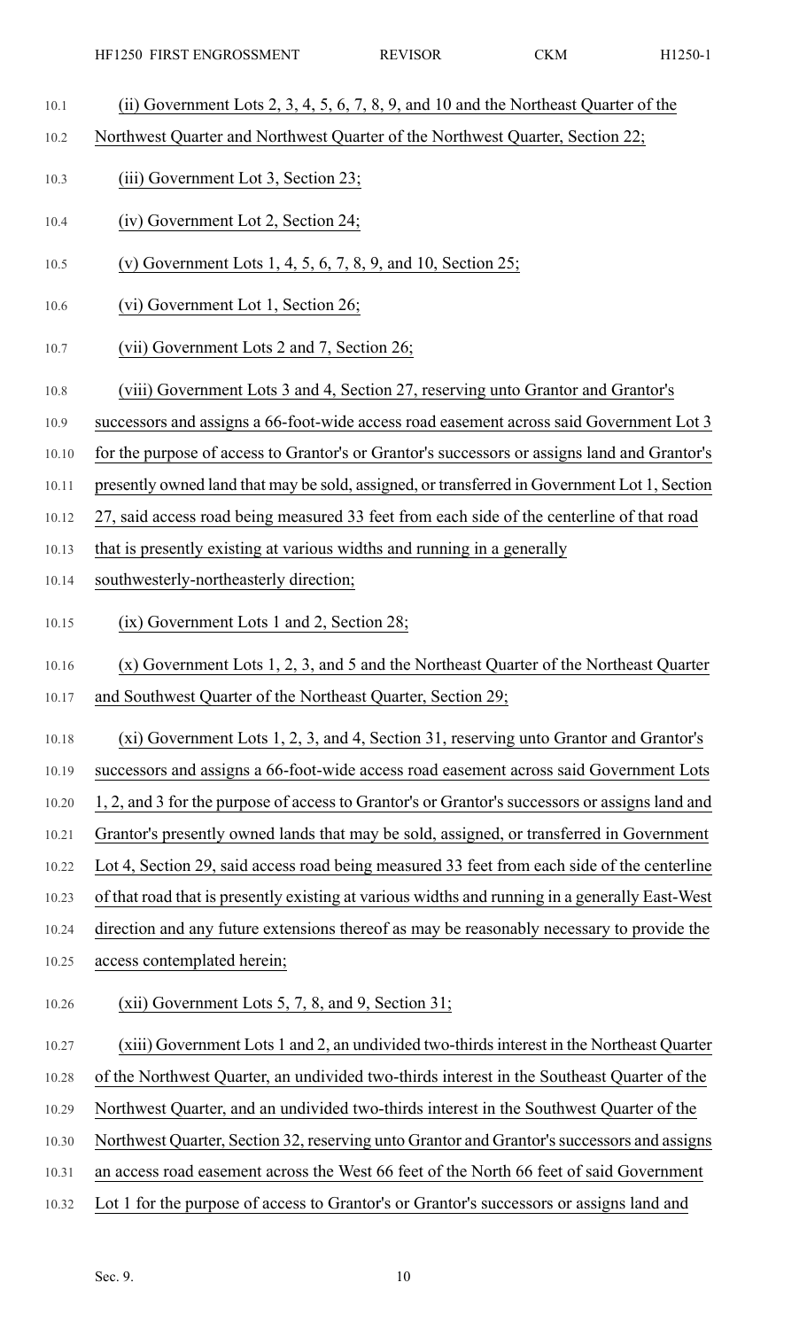(ii) Government Lots 2, 3, 4, 5, 6, 7, 8, 9, and 10 and the Northeast Quarter of the Northwest Quarter and Northwest Quarter of the Northwest Quarter, Section 22;

(iii) Government Lot 3, Section 23;

(iv) Government Lot 2, Section 24;

(v) Government Lots 1, 4, 5, 6, 7, 8, 9, and 10, Section 25;

(vi) Government Lot 1, Section 26;

(vii) Government Lots 2 and 7, Section 26;

(viii) Government Lots 3 and 4, Section 27, reserving unto Grantor and Grantor's successors and assigns a 66-foot-wide access road easement across said Government Lot 3 for the purpose of access to Grantor's or Grantor's successors or assigns land and Grantor's presently owned land that may be sold, assigned, or transferred in Government Lot 1, Section 27, said access road being measured 33 feet from each side of the centerline of that road that is presently existing at various widths and running in a generally southwesterly-northeasterly direction;

(ix) Government Lots 1 and 2, Section 28;

(x) Government Lots 1, 2, 3, and 5 and the Northeast Quarter of the Northeast Quarter and Southwest Quarter of the Northeast Quarter, Section 29;

(xi) Government Lots 1, 2, 3, and 4, Section 31, reserving unto Grantor and Grantor's successors and assigns a 66-foot-wide access road easement across said Government Lots 1, 2, and 3 for the purpose of access to Grantor's or Grantor's successors or assigns land and Grantor's presently owned lands that may be sold, assigned, or transferred in Government Lot 4, Section 29, said access road being measured 33 feet from each side of the centerline of that road that is presently existing at various widths and running in a generally East-West direction and any future extensions thereof as may be reasonably necessary to provide the access contemplated herein;

(xii) Government Lots 5, 7, 8, and 9, Section 31;

(xiii) Government Lots 1 and 2, an undivided two-thirds interest in the Northeast Quarter of the Northwest Quarter, an undivided two-thirds interest in the Southeast Quarter of the Northwest Quarter, and an undivided two-thirds interest in the Southwest Quarter of the Northwest Quarter, Section 32, reserving unto Grantor and Grantor's successors and assigns an access road easement across the West 66 feet of the North 66 feet of said Government Lot 1 for the purpose of access to Grantor's or Grantor's successors or assigns land and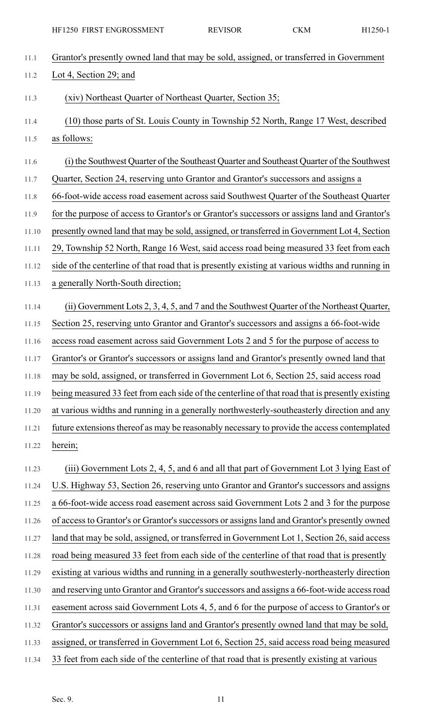Grantor's presently owned land that may be sold, assigned, or transferred in Government Lot 4, Section 29; and

(xiv) Northeast Quarter of Northeast Quarter, Section 35;

(10) those parts of St. Louis County in Township 52 North, Range 17 West, described as follows:

(i) the Southwest Quarter of the Southeast Quarter and Southeast Quarter of the Southwest Quarter, Section 24, reserving unto Grantor and Grantor's successors and assigns a 66-foot-wide access road easement across said Southwest Quarter of the Southeast Quarter for the purpose of access to Grantor's or Grantor's successors or assigns land and Grantor's presently owned land that may be sold, assigned, or transferred in Government Lot 4, Section 29, Township 52 North, Range 16 West, said access road being measured 33 feet from each side of the centerline of that road that is presently existing at various widths and running in a generally North-South direction;

(ii) Government Lots 2, 3, 4, 5, and 7 and the Southwest Quarter of the Northeast Quarter, Section 25, reserving unto Grantor and Grantor's successors and assigns a 66-foot-wide access road easement across said Government Lots 2 and 5 for the purpose of access to Grantor's or Grantor's successors or assigns land and Grantor's presently owned land that may be sold, assigned, or transferred in Government Lot 6, Section 25, said access road being measured 33 feet from each side of the centerline of that road that is presently existing at various widths and running in a generally northwesterly-southeasterly direction and any future extensions thereof as may be reasonably necessary to provide the access contemplated herein;

(iii) Government Lots 2, 4, 5, and 6 and all that part of Government Lot 3 lying East of U.S. Highway 53, Section 26, reserving unto Grantor and Grantor's successors and assigns a 66-foot-wide access road easement across said Government Lots 2 and 3 for the purpose of access to Grantor's or Grantor's successors or assigns land and Grantor's presently owned land that may be sold, assigned, or transferred in Government Lot 1, Section 26, said access road being measured 33 feet from each side of the centerline of that road that is presently existing at various widths and running in a generally southwesterly-northeasterly direction and reserving unto Grantor and Grantor's successors and assigns a 66-foot-wide access road easement across said Government Lots 4, 5, and 6 for the purpose of access to Grantor's or Grantor's successors or assigns land and Grantor's presently owned land that may be sold, assigned, or transferred in Government Lot 6, Section 25, said access road being measured 33 feet from each side of the centerline of that road that is presently existing at various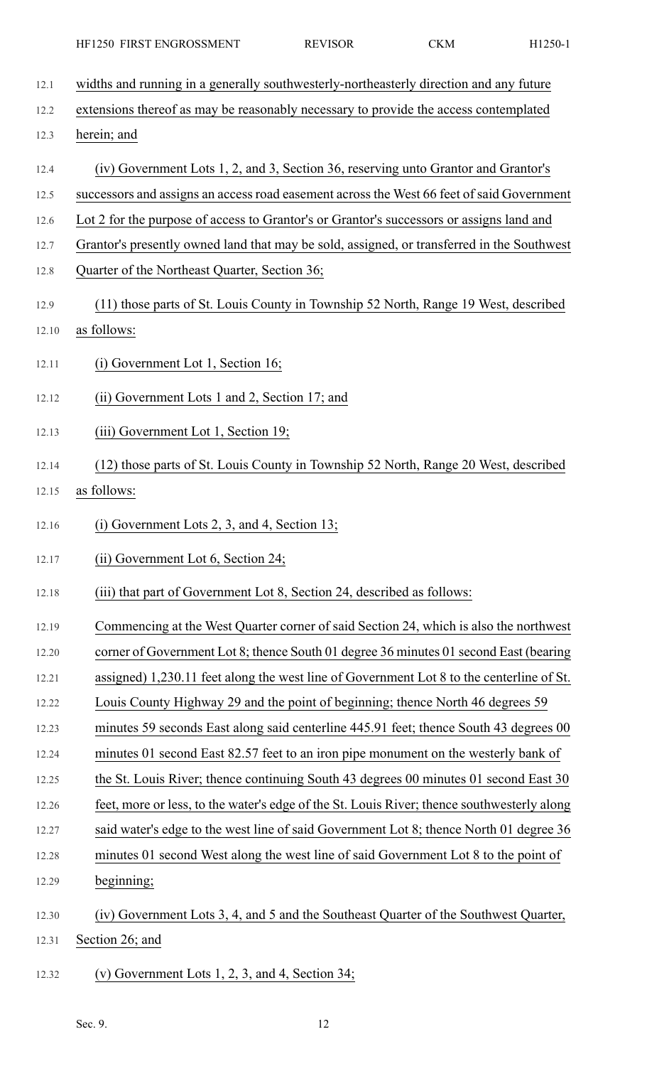widths and running in a generally southwesterly-northeasterly direction and any future extensions thereof as may be reasonably necessary to provide the access contemplated herein; and

(iv) Government Lots 1, 2, and 3, Section 36, reserving unto Grantor and Grantor's successors and assigns an access road easement across the West 66 feet of said Government Lot 2 for the purpose of access to Grantor's or Grantor's successors or assigns land and Grantor's presently owned land that may be sold, assigned, or transferred in the Southwest Quarter of the Northeast Quarter, Section 36;

(11) those parts of St. Louis County in Township 52 North, Range 19 West, described as follows:

(i) Government Lot 1, Section 16;

(ii) Government Lots 1 and 2, Section 17; and

(iii) Government Lot 1, Section 19;

(12) those parts of St. Louis County in Township 52 North, Range 20 West, described as follows:

(i) Government Lots 2, 3, and 4, Section 13;

(ii) Government Lot 6, Section 24;

(iii) that part of Government Lot 8, Section 24, described as follows:

Commencing at the West Quarter corner of said Section 24, which is also the northwest corner of Government Lot 8; thence South 01 degree 36 minutes 01 second East (bearing assigned) 1,230.11 feet along the west line of Government Lot 8 to the centerline of St. Louis County Highway 29 and the point of beginning; thence North 46 degrees 59 minutes 59 seconds East along said centerline 445.91 feet; thence South 43 degrees 00 minutes 01 second East 82.57 feet to an iron pipe monument on the westerly bank of the St. Louis River; thence continuing South 43 degrees 00 minutes 01 second East 30 feet, more or less, to the water's edge of the St. Louis River; thence southwesterly along said water's edge to the west line of said Government Lot 8; thence North 01 degree 36 minutes 01 second West along the west line of said Government Lot 8 to the point of beginning;

(iv) Government Lots 3, 4, and 5 and the Southeast Quarter of the Southwest Quarter, Section 26; and

(v) Government Lots 1, 2, 3, and 4, Section 34;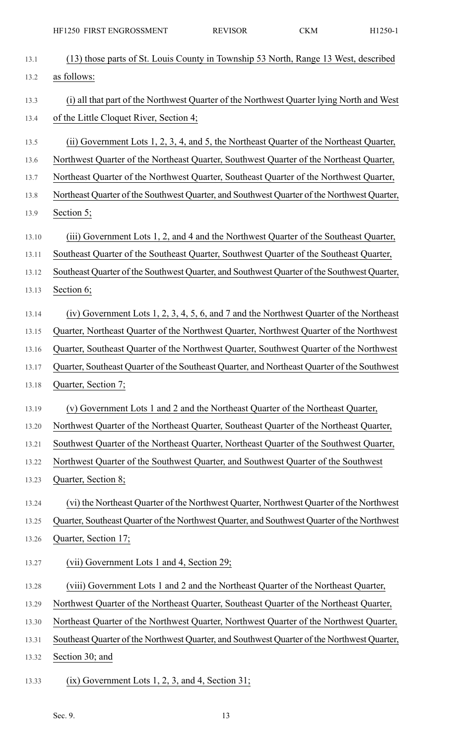(13) those parts of St. Louis County in Township 53 North, Range 13 West, described as follows:

(i) all that part of the Northwest Quarter of the Northwest Quarter lying North and West of the Little Cloquet River, Section 4;

(ii) Government Lots 1, 2, 3, 4, and 5, the Northeast Quarter of the Northeast Quarter, Northwest Quarter of the Northeast Quarter, Southwest Quarter of the Northeast Quarter, Northeast Quarter of the Northwest Quarter, Southeast Quarter of the Northwest Quarter, Northeast Quarter of the Southwest Quarter, and Southwest Quarter of the Northwest Quarter, Section 5;

(iii) Government Lots 1, 2, and 4 and the Northwest Quarter of the Southeast Quarter, Southeast Quarter of the Southeast Quarter, Southwest Quarter of the Southeast Quarter, Southeast Quarter of the Southwest Quarter, and Southwest Quarter of the Southwest Quarter, Section 6;

(iv) Government Lots 1, 2, 3, 4, 5, 6, and 7 and the Northwest Quarter of the Northeast Quarter, Northeast Quarter of the Northwest Quarter, Northwest Quarter of the Northwest Quarter, Southeast Quarter of the Northwest Quarter, Southwest Quarter of the Northwest Quarter, Southeast Quarter of the Southeast Quarter, and Northeast Quarter of the Southwest Quarter, Section 7;

(v) Government Lots 1 and 2 and the Northeast Quarter of the Northeast Quarter, Northwest Quarter of the Northeast Quarter, Southeast Quarter of the Northeast Quarter, Southwest Quarter of the Northeast Quarter, Northeast Quarter of the Southwest Quarter, Northwest Quarter of the Southwest Quarter, and Southwest Quarter of the Southwest Quarter, Section 8;

(vi) the Northeast Quarter of the Northwest Quarter, Northwest Quarter of the Northwest Quarter, Southeast Quarter of the Northwest Quarter, and Southwest Quarter of the Northwest Quarter, Section 17;

(vii) Government Lots 1 and 4, Section 29;

(viii) Government Lots 1 and 2 and the Northeast Quarter of the Northeast Quarter, Northwest Quarter of the Northeast Quarter, Southeast Quarter of the Northeast Quarter, Northeast Quarter of the Northwest Quarter, Northwest Quarter of the Northwest Quarter, Southeast Quarter of the Northwest Quarter, and Southwest Quarter of the Northwest Quarter, Section 30; and

(ix) Government Lots 1, 2, 3, and 4, Section 31;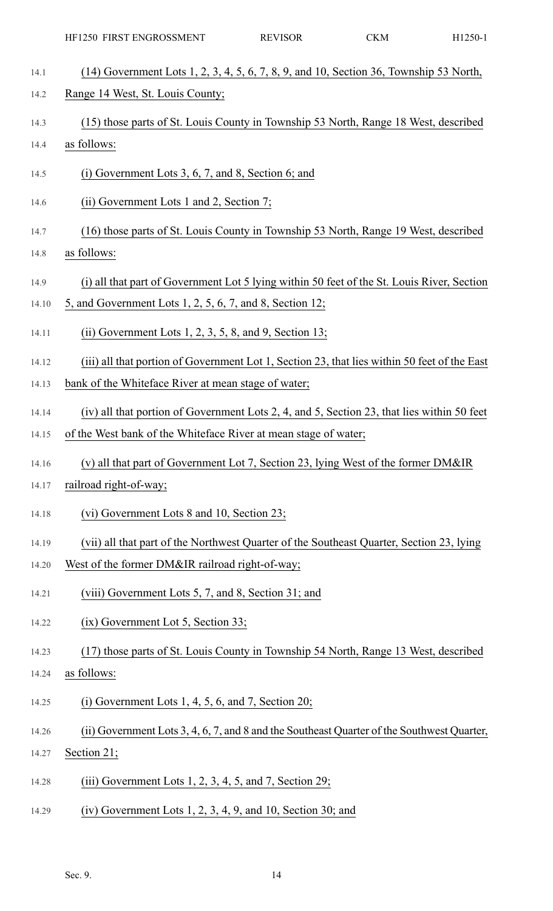(14) Government Lots 1, 2, 3, 4, 5, 6, 7, 8, 9, and 10, Section 36, Township 53 North, Range 14 West, St. Louis County;

(15) those parts of St. Louis County in Township 53 North, Range 18 West, described as follows:

(i) Government Lots 3, 6, 7, and 8, Section 6; and

(ii) Government Lots 1 and 2, Section 7;

(16) those parts of St. Louis County in Township 53 North, Range 19 West, described as follows:

(i) all that part of Government Lot 5 lying within 50 feet of the St. Louis River, Section 5, and Government Lots 1, 2, 5, 6, 7, and 8, Section 12;

(ii) Government Lots 1, 2, 3, 5, 8, and 9, Section 13;

(iii) all that portion of Government Lot 1, Section 23, that lies within 50 feet of the East bank of the Whiteface River at mean stage of water;

(iv) all that portion of Government Lots 2, 4, and 5, Section 23, that lies within 50 feet of the West bank of the Whiteface River at mean stage of water;

(v) all that part of Government Lot 7, Section 23, lying West of the former DM&IR railroad right-of-way;

(vi) Government Lots 8 and 10, Section 23;

(vii) all that part of the Northwest Quarter of the Southeast Quarter, Section 23, lying West of the former DM&IR railroad right-of-way;

(viii) Government Lots 5, 7, and 8, Section 31; and

(ix) Government Lot 5, Section 33;

(17) those parts of St. Louis County in Township 54 North, Range 13 West, described as follows:

(i) Government Lots 1, 4, 5, 6, and 7, Section 20;

(ii) Government Lots 3, 4, 6, 7, and 8 and the Southeast Quarter of the Southwest Quarter, Section 21;

(iii) Government Lots 1, 2, 3, 4, 5, and 7, Section 29;

(iv) Government Lots 1, 2, 3, 4, 9, and 10, Section 30; and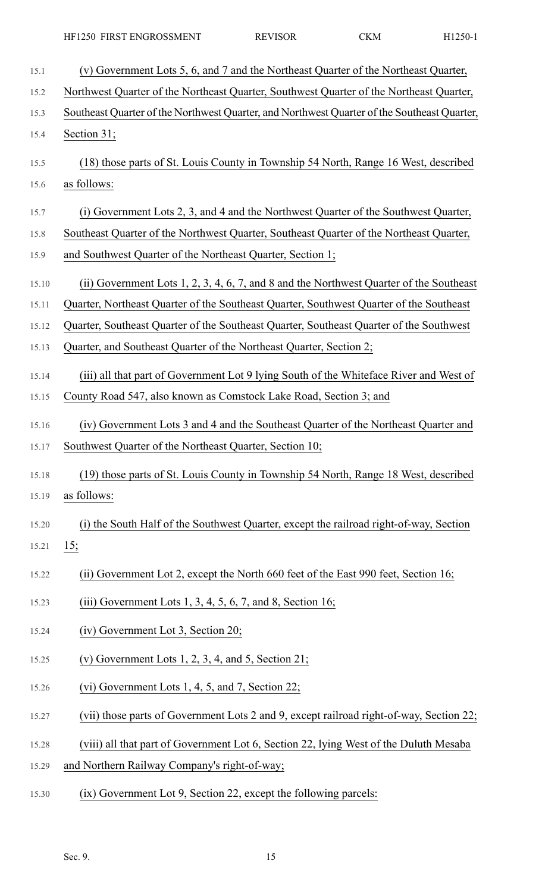(v) Government Lots 5, 6, and 7 and the Northeast Quarter of the Northeast Quarter, Northwest Quarter of the Northeast Quarter, Southwest Quarter of the Northeast Quarter, Southeast Quarter of the Northwest Quarter, and Northwest Quarter of the Southeast Quarter, Section 31;

(18) those parts of St. Louis County in Township 54 North, Range 16 West, described as follows:

(i) Government Lots 2, 3, and 4 and the Northwest Quarter of the Southwest Quarter, Southeast Quarter of the Northwest Quarter, Southeast Quarter of the Northeast Quarter, and Southwest Quarter of the Northeast Quarter, Section 1;

(ii) Government Lots 1, 2, 3, 4, 6, 7, and 8 and the Northwest Quarter of the Southeast Quarter, Northeast Quarter of the Southeast Quarter, Southwest Quarter of the Southeast Quarter, Southeast Quarter of the Southeast Quarter, Southeast Quarter of the Southwest Quarter, and Southeast Quarter of the Northeast Quarter, Section 2;

(iii) all that part of Government Lot 9 lying South of the Whiteface River and West of County Road 547, also known as Comstock Lake Road, Section 3; and

(iv) Government Lots 3 and 4 and the Southeast Quarter of the Northeast Quarter and Southwest Quarter of the Northeast Quarter, Section 10;

(19) those parts of St. Louis County in Township 54 North, Range 18 West, described as follows:

(i) the South Half of the Southwest Quarter, except the railroad right-of-way, Section 15;

(ii) Government Lot 2, except the North 660 feet of the East 990 feet, Section 16;

(iii) Government Lots 1, 3, 4, 5, 6, 7, and 8, Section 16;

(iv) Government Lot 3, Section 20;

(v) Government Lots 1, 2, 3, 4, and 5, Section 21;

(vi) Government Lots 1, 4, 5, and 7, Section 22;

(vii) those parts of Government Lots 2 and 9, except railroad right-of-way, Section 22;

(viii) all that part of Government Lot 6, Section 22, lying West of the Duluth Mesaba and Northern Railway Company's right-of-way;

(ix) Government Lot 9, Section 22, except the following parcels: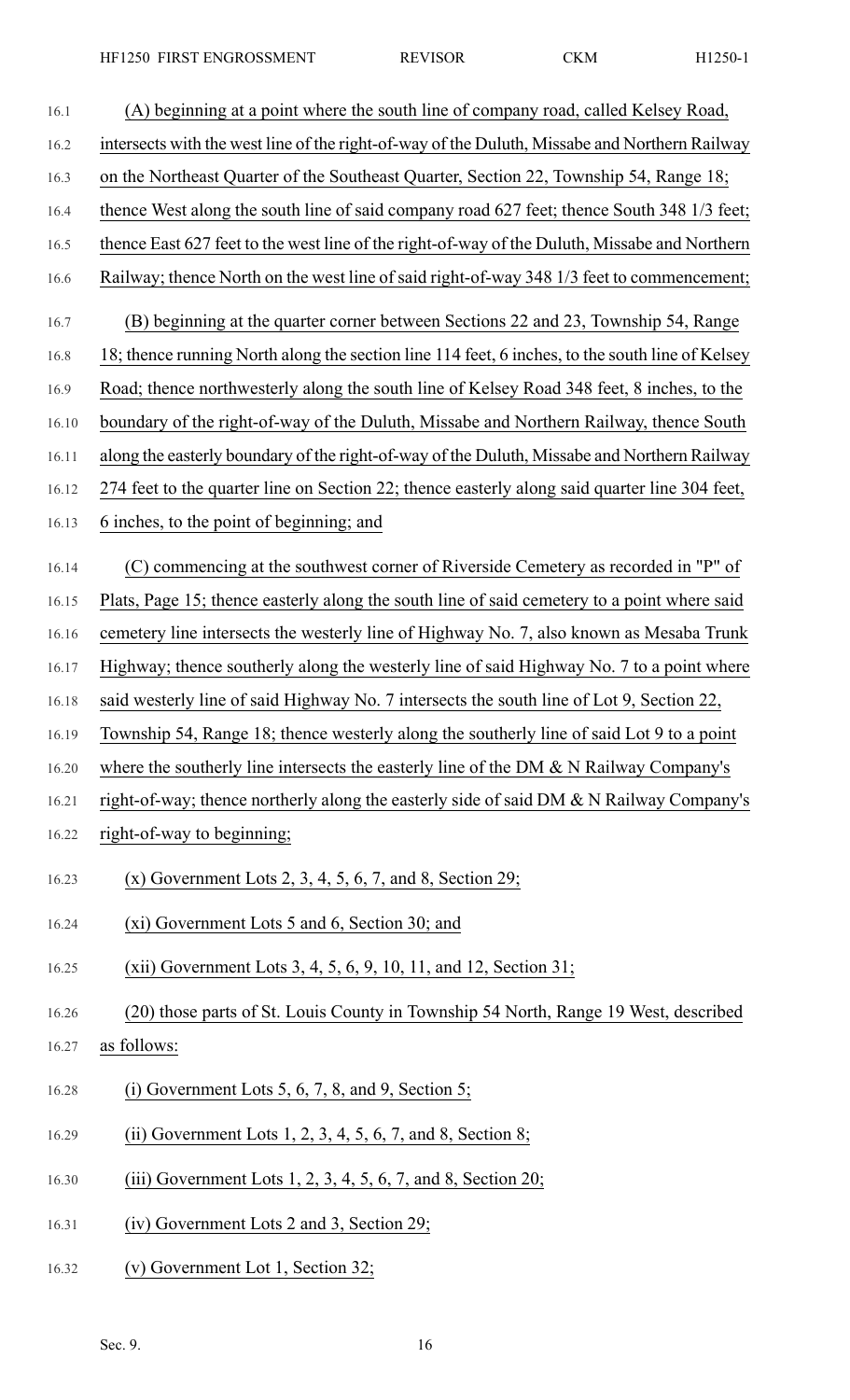(A) beginning at a point where the south line of company road, called Kelsey Road, intersects with the west line of the right-of-way of the Duluth, Missabe and Northern Railway on the Northeast Quarter of the Southeast Quarter, Section 22, Township 54, Range 18; thence West along the south line of said company road 627 feet; thence South 348 1/3 feet; thence East 627 feet to the west line of the right-of-way of the Duluth, Missabe and Northern Railway; thence North on the west line of said right-of-way 348 1/3 feet to commencement;

(B) beginning at the quarter corner between Sections 22 and 23, Township 54, Range 18; thence running North along the section line 114 feet, 6 inches, to the south line of Kelsey Road; thence northwesterly along the south line of Kelsey Road 348 feet, 8 inches, to the boundary of the right-of-way of the Duluth, Missabe and Northern Railway, thence South along the easterly boundary of the right-of-way of the Duluth, Missabe and Northern Railway 274 feet to the quarter line on Section 22; thence easterly along said quarter line 304 feet, 6 inches, to the point of beginning; and

(C) commencing at the southwest corner of Riverside Cemetery as recorded in "P" of Plats, Page 15; thence easterly along the south line of said cemetery to a point where said cemetery line intersects the westerly line of Highway No. 7, also known as Mesaba Trunk Highway; thence southerly along the westerly line of said Highway No. 7 to a point where said westerly line of said Highway No. 7 intersects the south line of Lot 9, Section 22, Township 54, Range 18; thence westerly along the southerly line of said Lot 9 to a point where the southerly line intersects the easterly line of the DM & N Railway Company's right-of-way; thence northerly along the easterly side of said DM & N Railway Company's right-of-way to beginning;

(x) Government Lots 2, 3, 4, 5, 6, 7, and 8, Section 29;

(xi) Government Lots 5 and 6, Section 30; and

(xii) Government Lots 3, 4, 5, 6, 9, 10, 11, and 12, Section 31;

(20) those parts of St. Louis County in Township 54 North, Range 19 West, described as follows:

(i) Government Lots 5, 6, 7, 8, and 9, Section 5;

(ii) Government Lots 1, 2, 3, 4, 5, 6, 7, and 8, Section 8;

(iii) Government Lots 1, 2, 3, 4, 5, 6, 7, and 8, Section 20;

(iv) Government Lots 2 and 3, Section 29;

(v) Government Lot 1, Section 32;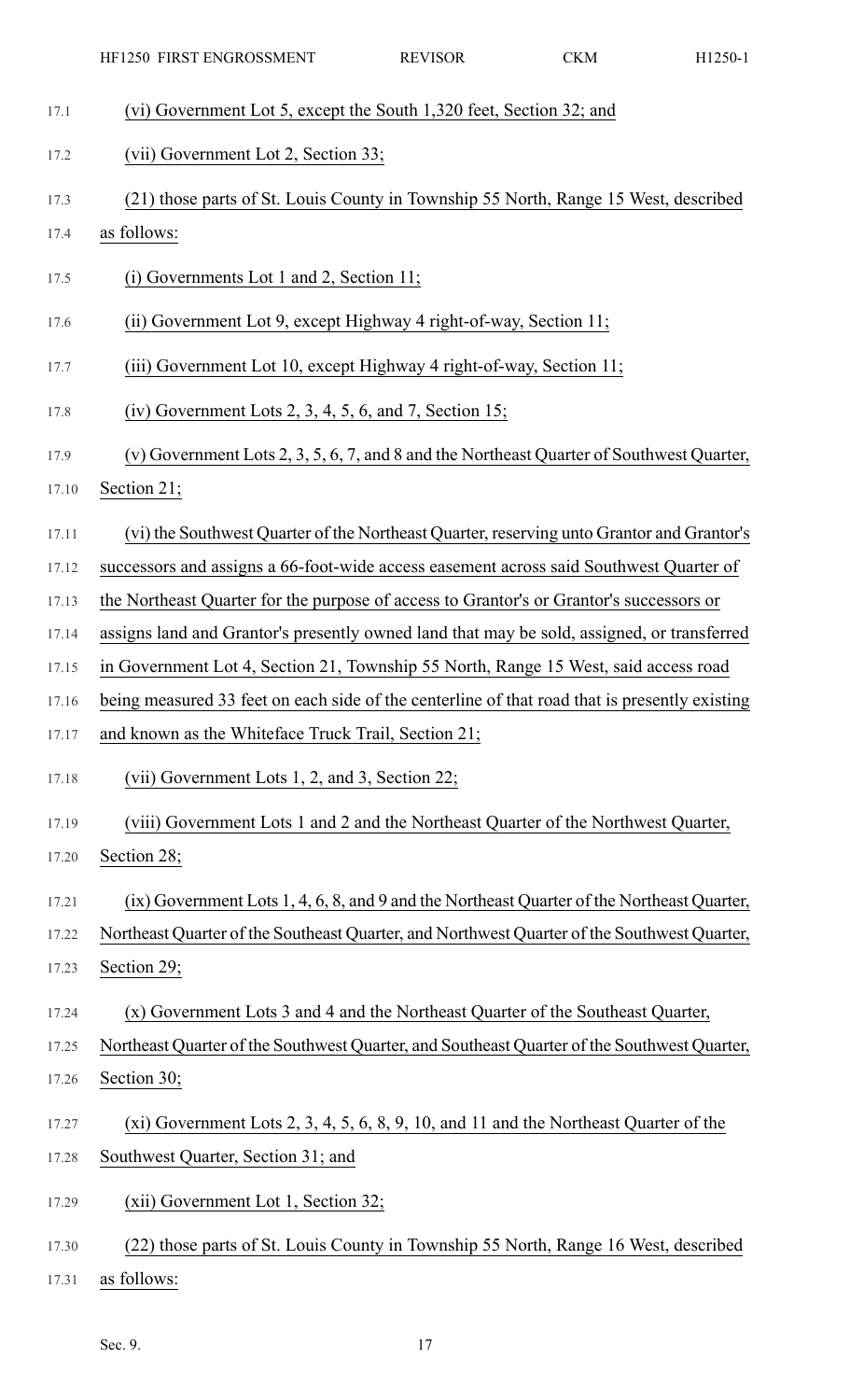(vi) Government Lot 5, except the South 1,320 feet, Section 32; and

(vii) Government Lot 2, Section 33;

(21) those parts of St. Louis County in Township 55 North, Range 15 West, described as follows:

(i) Governments Lot 1 and 2, Section 11;

(ii) Government Lot 9, except Highway 4 right-of-way, Section 11;

(iii) Government Lot 10, except Highway 4 right-of-way, Section 11;

(iv) Government Lots 2, 3, 4, 5, 6, and 7, Section 15;

(v) Government Lots 2, 3, 5, 6, 7, and 8 and the Northeast Quarter of Southwest Quarter, Section 21;

(vi) the Southwest Quarter of the Northeast Quarter, reserving unto Grantor and Grantor's successors and assigns a 66-foot-wide access easement across said Southwest Quarter of the Northeast Quarter for the purpose of access to Grantor's or Grantor's successors or assigns land and Grantor's presently owned land that may be sold, assigned, or transferred in Government Lot 4, Section 21, Township 55 North, Range 15 West, said access road being measured 33 feet on each side of the centerline of that road that is presently existing and known as the Whiteface Truck Trail, Section 21;

(vii) Government Lots 1, 2, and 3, Section 22;

(viii) Government Lots 1 and 2 and the Northeast Quarter of the Northwest Quarter, Section 28;

(ix) Government Lots 1, 4, 6, 8, and 9 and the Northeast Quarter of the Northeast Quarter, Northeast Quarter of the Southeast Quarter, and Northwest Quarter of the Southwest Quarter, Section 29;

(x) Government Lots 3 and 4 and the Northeast Quarter of the Southeast Quarter, Northeast Quarter of the Southwest Quarter, and Southeast Quarter of the Southwest Quarter, Section 30;

(xi) Government Lots 2, 3, 4, 5, 6, 8, 9, 10, and 11 and the Northeast Quarter of the Southwest Quarter, Section 31; and

(xii) Government Lot 1, Section 32;

(22) those parts of St. Louis County in Township 55 North, Range 16 West, described as follows: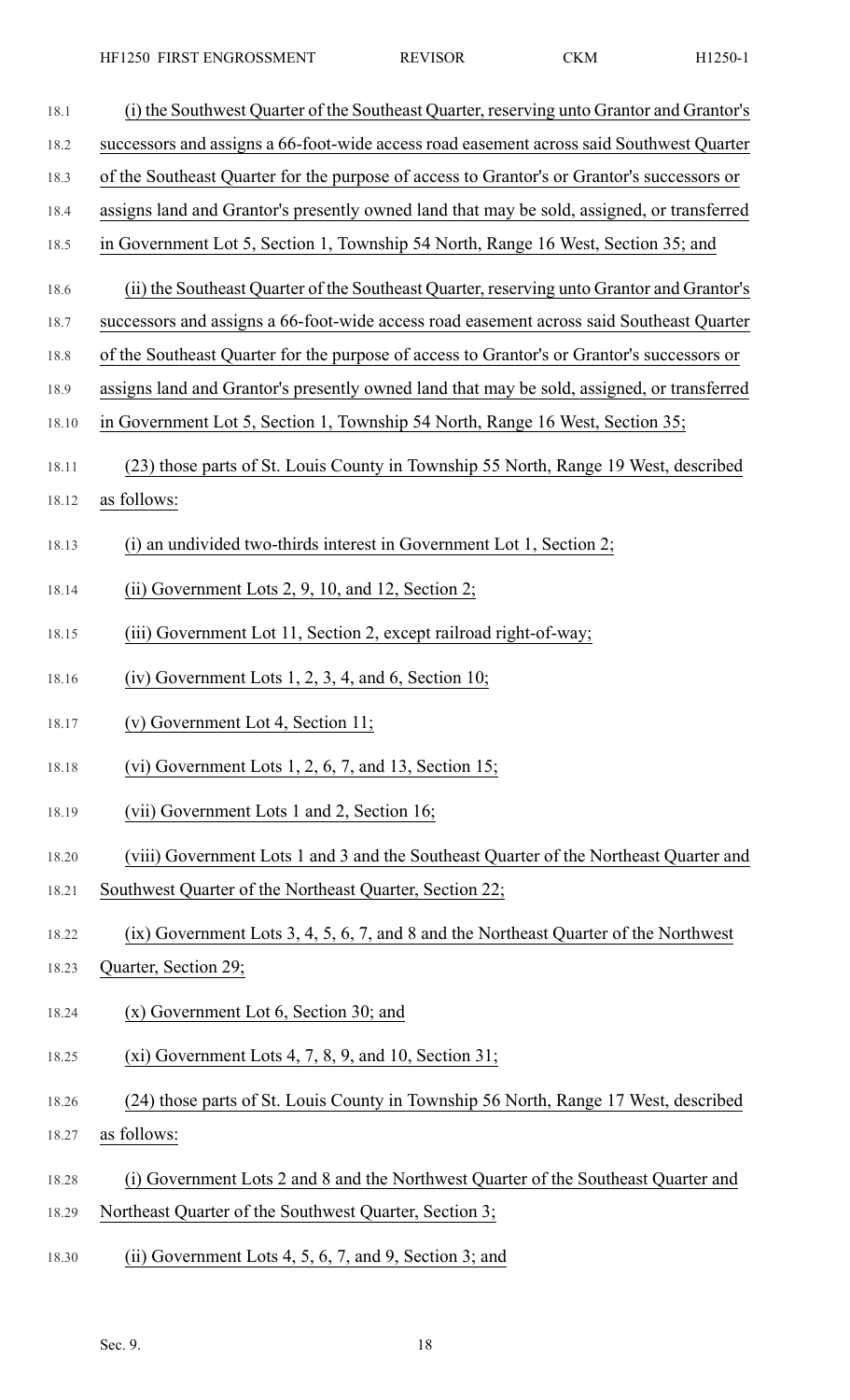(i) the Southwest Quarter of the Southeast Quarter, reserving unto Grantor and Grantor's successors and assigns a 66-foot-wide access road easement across said Southwest Quarter of the Southeast Quarter for the purpose of access to Grantor's or Grantor's successors or assigns land and Grantor's presently owned land that may be sold, assigned, or transferred in Government Lot 5, Section 1, Township 54 North, Range 16 West, Section 35; and

(ii) the Southeast Quarter of the Southeast Quarter, reserving unto Grantor and Grantor's successors and assigns a 66-foot-wide access road easement across said Southeast Quarter of the Southeast Quarter for the purpose of access to Grantor's or Grantor's successors or assigns land and Grantor's presently owned land that may be sold, assigned, or transferred in Government Lot 5, Section 1, Township 54 North, Range 16 West, Section 35;

(23) those parts of St. Louis County in Township 55 North, Range 19 West, described as follows:

(i) an undivided two-thirds interest in Government Lot 1, Section 2;

(ii) Government Lots 2, 9, 10, and 12, Section 2;

(iii) Government Lot 11, Section 2, except railroad right-of-way;

(iv) Government Lots 1, 2, 3, 4, and 6, Section 10;

(v) Government Lot 4, Section 11;

(vi) Government Lots 1, 2, 6, 7, and 13, Section 15;

(vii) Government Lots 1 and 2, Section 16;

(viii) Government Lots 1 and 3 and the Southeast Quarter of the Northeast Quarter and Southwest Quarter of the Northeast Quarter, Section 22;

(ix) Government Lots 3, 4, 5, 6, 7, and 8 and the Northeast Quarter of the Northwest Quarter, Section 29;

(x) Government Lot 6, Section 30; and

(xi) Government Lots 4, 7, 8, 9, and 10, Section 31;

(24) those parts of St. Louis County in Township 56 North, Range 17 West, described as follows:

(i) Government Lots 2 and 8 and the Northwest Quarter of the Southeast Quarter and Northeast Quarter of the Southwest Quarter, Section 3;

(ii) Government Lots 4, 5, 6, 7, and 9, Section 3; and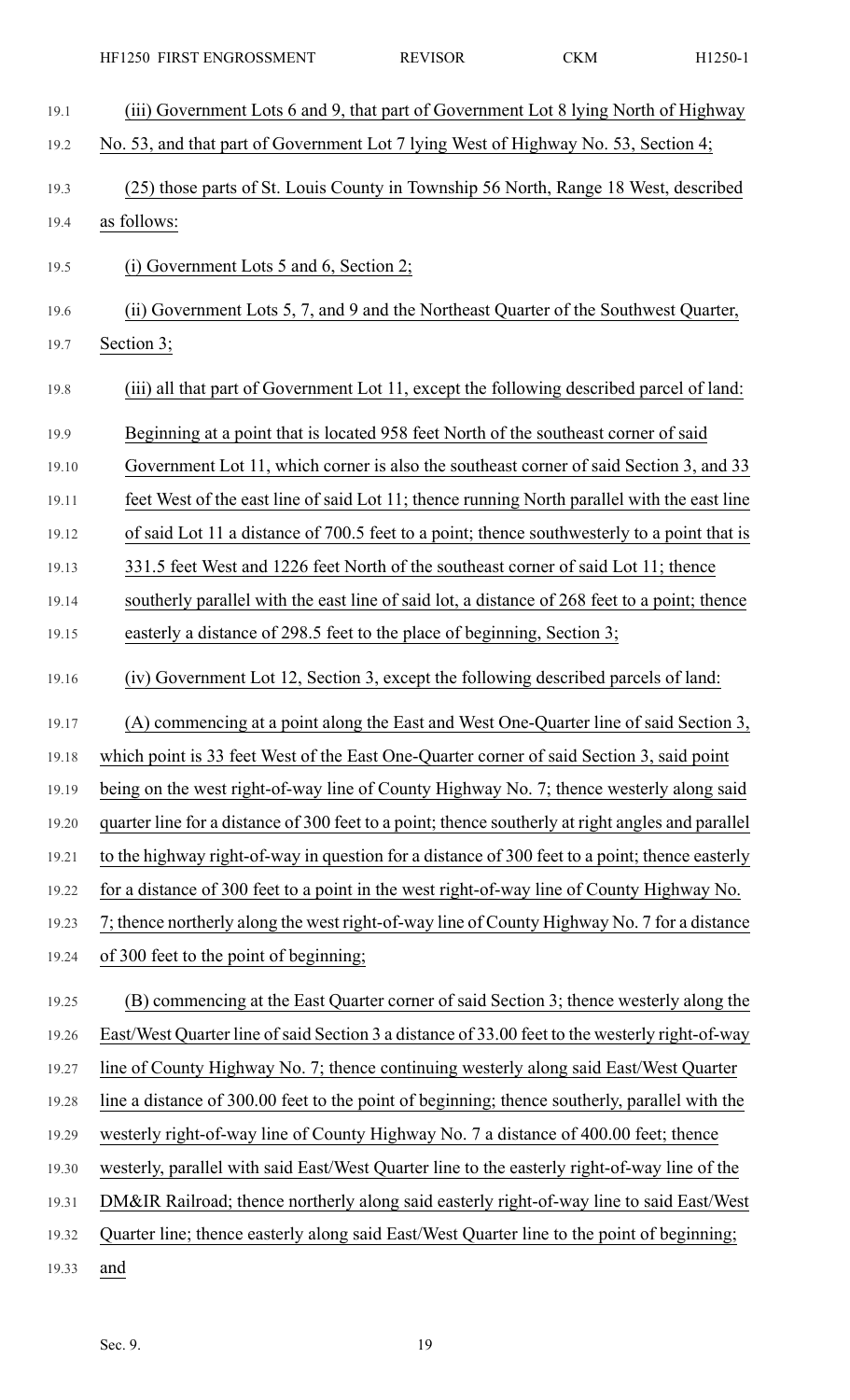(iii) Government Lots 6 and 9, that part of Government Lot 8 lying North of Highway No. 53, and that part of Government Lot 7 lying West of Highway No. 53, Section 4;

(25) those parts of St. Louis County in Township 56 North, Range 18 West, described as follows:

(i) Government Lots 5 and 6, Section 2;

(ii) Government Lots 5, 7, and 9 and the Northeast Quarter of the Southwest Quarter, Section 3;

(iii) all that part of Government Lot 11, except the following described parcel of land:

Beginning at a point that is located 958 feet North of the southeast corner of said Government Lot 11, which corner is also the southeast corner of said Section 3, and 33 feet West of the east line of said Lot 11; thence running North parallel with the east line of said Lot 11 a distance of 700.5 feet to a point; thence southwesterly to a point that is 331.5 feet West and 1226 feet North of the southeast corner of said Lot 11; thence southerly parallel with the east line of said lot, a distance of 268 feet to a point; thence easterly a distance of 298.5 feet to the place of beginning, Section 3;

(iv) Government Lot 12, Section 3, except the following described parcels of land:

(A) commencing at a point along the East and West One-Quarter line of said Section 3, which point is 33 feet West of the East One-Quarter corner of said Section 3, said point being on the west right-of-way line of County Highway No. 7; thence westerly along said quarter line for a distance of 300 feet to a point; thence southerly at right angles and parallel to the highway right-of-way in question for a distance of 300 feet to a point; thence easterly for a distance of 300 feet to a point in the west right-of-way line of County Highway No. 7; thence northerly along the west right-of-way line of County Highway No. 7 for a distance of 300 feet to the point of beginning;

(B) commencing at the East Quarter corner of said Section 3; thence westerly along the East/West Quarter line of said Section 3 a distance of 33.00 feet to the westerly right-of-way line of County Highway No. 7; thence continuing westerly along said East/West Quarter line a distance of 300.00 feet to the point of beginning; thence southerly, parallel with the westerly right-of-way line of County Highway No. 7 a distance of 400.00 feet; thence westerly, parallel with said East/West Quarter line to the easterly right-of-way line of the DM&IR Railroad; thence northerly along said easterly right-of-way line to said East/West Quarter line; thence easterly along said East/West Quarter line to the point of beginning; and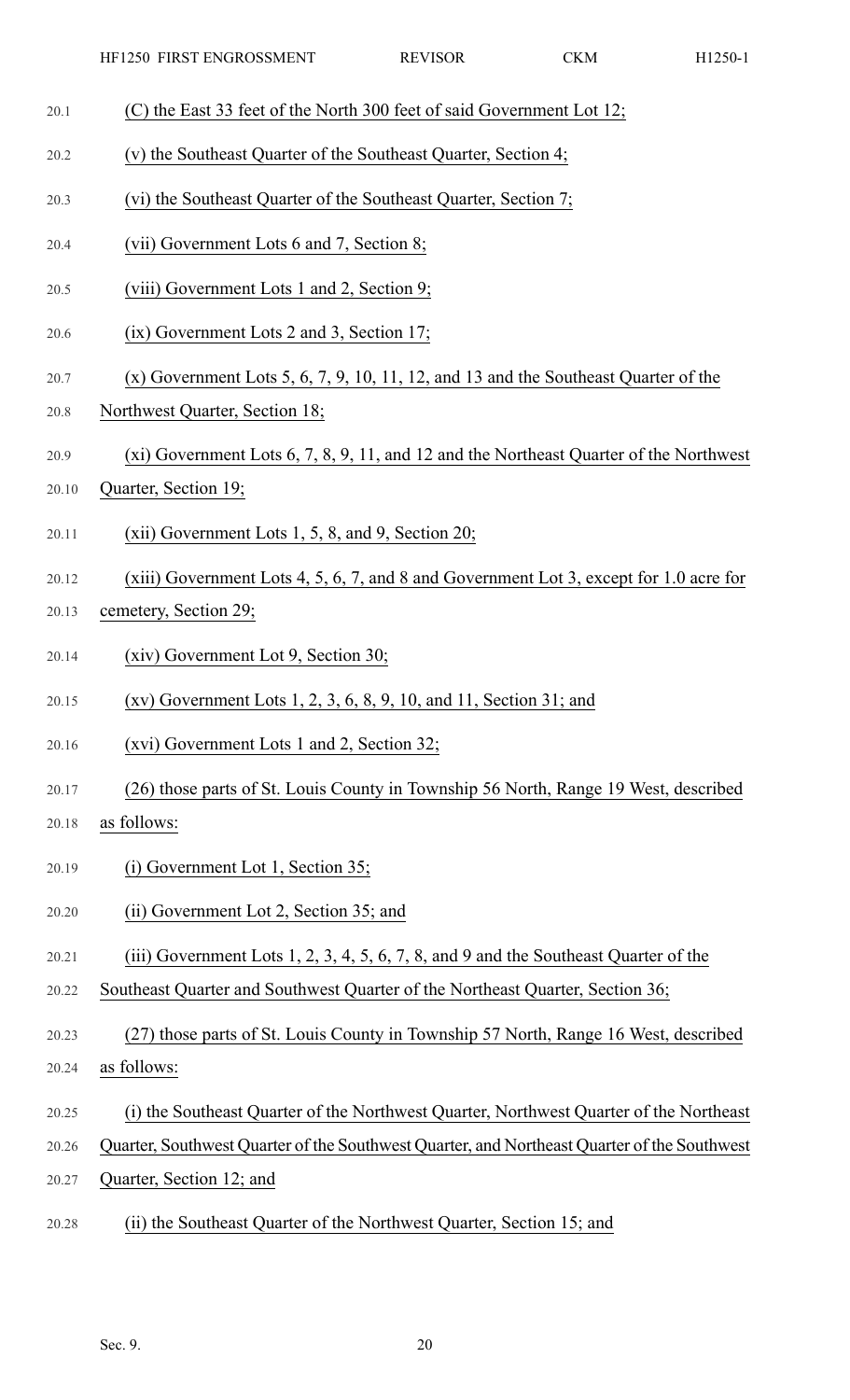(C) the East 33 feet of the North 300 feet of said Government Lot 12;

(v) the Southeast Quarter of the Southeast Quarter, Section 4;

(vi) the Southeast Quarter of the Southeast Quarter, Section 7;

(vii) Government Lots 6 and 7, Section 8;

(viii) Government Lots 1 and 2, Section 9;

(ix) Government Lots 2 and 3, Section 17;

(x) Government Lots 5, 6, 7, 9, 10, 11, 12, and 13 and the Southeast Quarter of the Northwest Quarter, Section 18;

(xi) Government Lots 6, 7, 8, 9, 11, and 12 and the Northeast Quarter of the Northwest Quarter, Section 19;

(xii) Government Lots 1, 5, 8, and 9, Section 20;

(xiii) Government Lots 4, 5, 6, 7, and 8 and Government Lot 3, except for 1.0 acre for cemetery, Section 29;

(xiv) Government Lot 9, Section 30;

(xv) Government Lots 1, 2, 3, 6, 8, 9, 10, and 11, Section 31; and

(xvi) Government Lots 1 and 2, Section 32;

(26) those parts of St. Louis County in Township 56 North, Range 19 West, described as follows:

(i) Government Lot 1, Section 35;

(ii) Government Lot 2, Section 35; and

(iii) Government Lots 1, 2, 3, 4, 5, 6, 7, 8, and 9 and the Southeast Quarter of the Southeast Quarter and Southwest Quarter of the Northeast Quarter, Section 36;

(27) those parts of St. Louis County in Township 57 North, Range 16 West, described as follows:

(i) the Southeast Quarter of the Northwest Quarter, Northwest Quarter of the Northeast Quarter, Southwest Quarter of the Southwest Quarter, and Northeast Quarter of the Southwest Quarter, Section 12; and

(ii) the Southeast Quarter of the Northwest Quarter, Section 15; and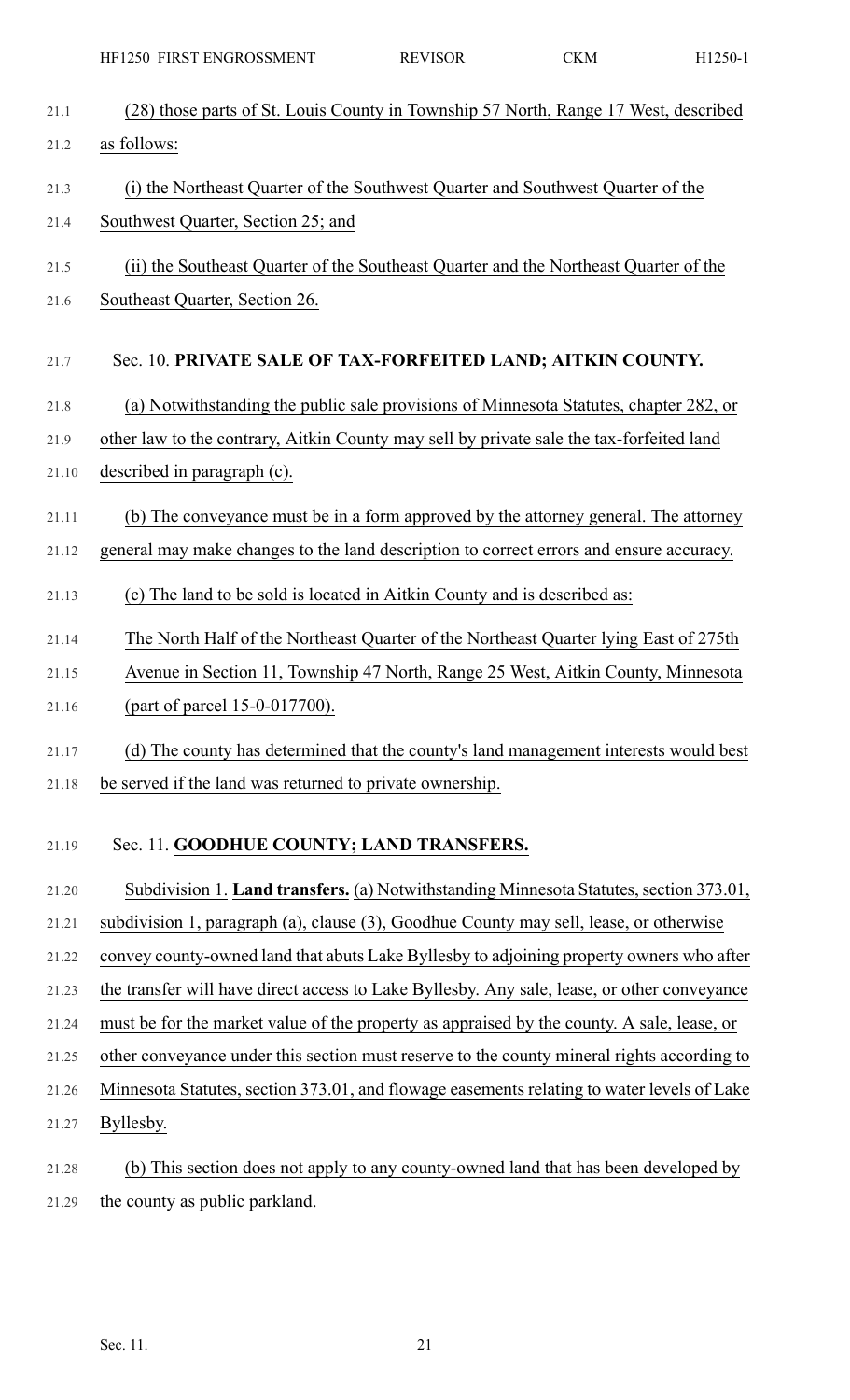(28) those parts of St. Louis County in Township 57 North, Range 17 West, described as follows:

(i) the Northeast Quarter of the Southwest Quarter and Southwest Quarter of the Southwest Quarter, Section 25; and

(ii) the Southeast Quarter of the Southeast Quarter and the Northeast Quarter of the Southeast Quarter, Section 26.

Sec. 10. **PRIVATE SALE OF TAX-FORFEITED LAND; AITKIN COUNTY.**

(a) Notwithstanding the public sale provisions of Minnesota Statutes, chapter 282, or other law to the contrary, Aitkin County may sell by private sale the tax-forfeited land described in paragraph (c).

(b) The conveyance must be in a form approved by the attorney general. The attorney general may make changes to the land description to correct errors and ensure accuracy.

(c) The land to be sold is located in Aitkin County and is described as:

The North Half of the Northeast Quarter of the Northeast Quarter lying East of 275th Avenue in Section 11, Township 47 North, Range 25 West, Aitkin County, Minnesota (part of parcel 15-0-017700).

(d) The county has determined that the county's land management interests would best be served if the land was returned to private ownership.

Sec. 11. **GOODHUE COUNTY; LAND TRANSFERS.**

Subdivision 1. **Land transfers.** (a) Notwithstanding Minnesota Statutes, section 373.01, subdivision 1, paragraph (a), clause (3), Goodhue County may sell, lease, or otherwise convey county-owned land that abuts Lake Byllesby to adjoining property owners who after the transfer will have direct access to Lake Byllesby. Any sale, lease, or other conveyance must be for the market value of the property as appraised by the county. A sale, lease, or other conveyance under this section must reserve to the county mineral rights according to Minnesota Statutes, section 373.01, and flowage easements relating to water levels of Lake Byllesby.

(b) This section does not apply to any county-owned land that has been developed by the county as public parkland.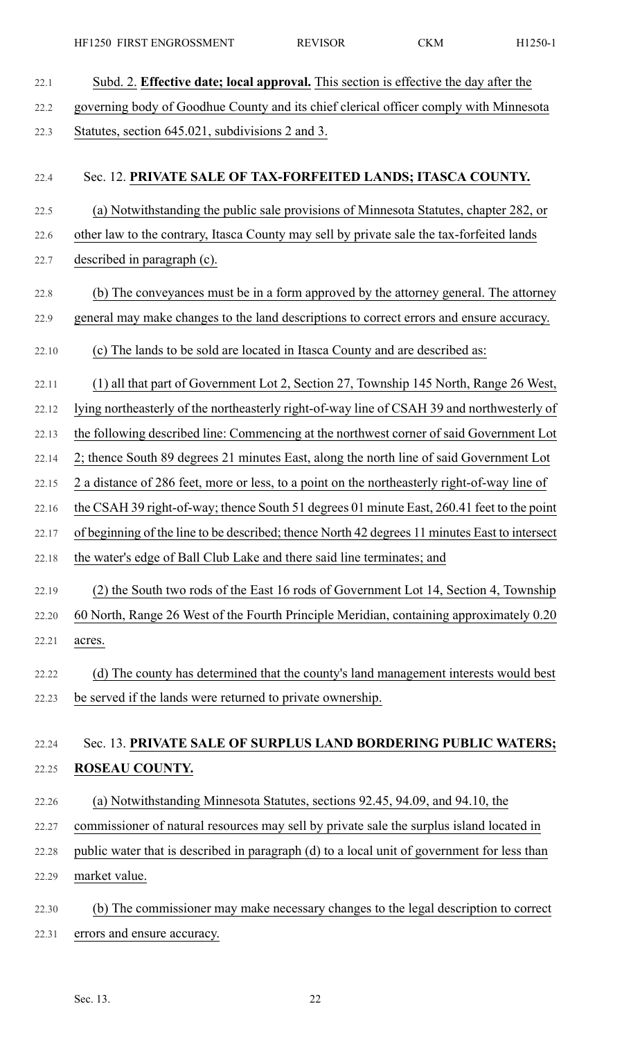Subd. 2. **Effective date; local approval.** This section is effective the day after the governing body of Goodhue County and its chief clerical officer comply with Minnesota Statutes, section 645.021, subdivisions 2 and 3.

## Sec. 12. PRIVATE SALE OF TAX-FORFEITED LANDS; ITASCA COUNTY.

(a) Notwithstanding the public sale provisions of Minnesota Statutes, chapter 282, or other law to the contrary, Itasca County may sell by private sale the tax-forfeited lands described in paragraph (c).

(b) The conveyances must be in a form approved by the attorney general. The attorney general may make changes to the land descriptions to correct errors and ensure accuracy.

(c) The lands to be sold are located in Itasca County and are described as:

(1) all that part of Government Lot 2, Section 27, Township 145 North, Range 26 West, lying northeasterly of the northeasterly right-of-way line of CSAH 39 and northwesterly of the following described line: Commencing at the northwest corner of said Government Lot 2; thence South 89 degrees 21 minutes East, along the north line of said Government Lot 2 a distance of 286 feet, more or less, to a point on the northeasterly right-of-way line of the CSAH 39 right-of-way; thence South 51 degrees 01 minute East, 260.41 feet to the point of beginning of the line to be described; thence North 42 degrees 11 minutes East to intersect the water's edge of Ball Club Lake and there said line terminates; and

(2) the South two rods of the East 16 rods of Government Lot 14, Section 4, Township 60 North, Range 26 West of the Fourth Principle Meridian, containing approximately 0.20 acres.

(d) The county has determined that the county's land management interests would best be served if the lands were returned to private ownership.

## Sec. 13. PRIVATE SALE OF SURPLUS LAND BORDERING PUBLIC WATERS; ROSEAU COUNTY.

(a) Notwithstanding Minnesota Statutes, sections 92.45, 94.09, and 94.10, the commissioner of natural resources may sell by private sale the surplus island located in public water that is described in paragraph (d) to a local unit of government for less than market value.

(b) The commissioner may make necessary changes to the legal description to correct errors and ensure accuracy.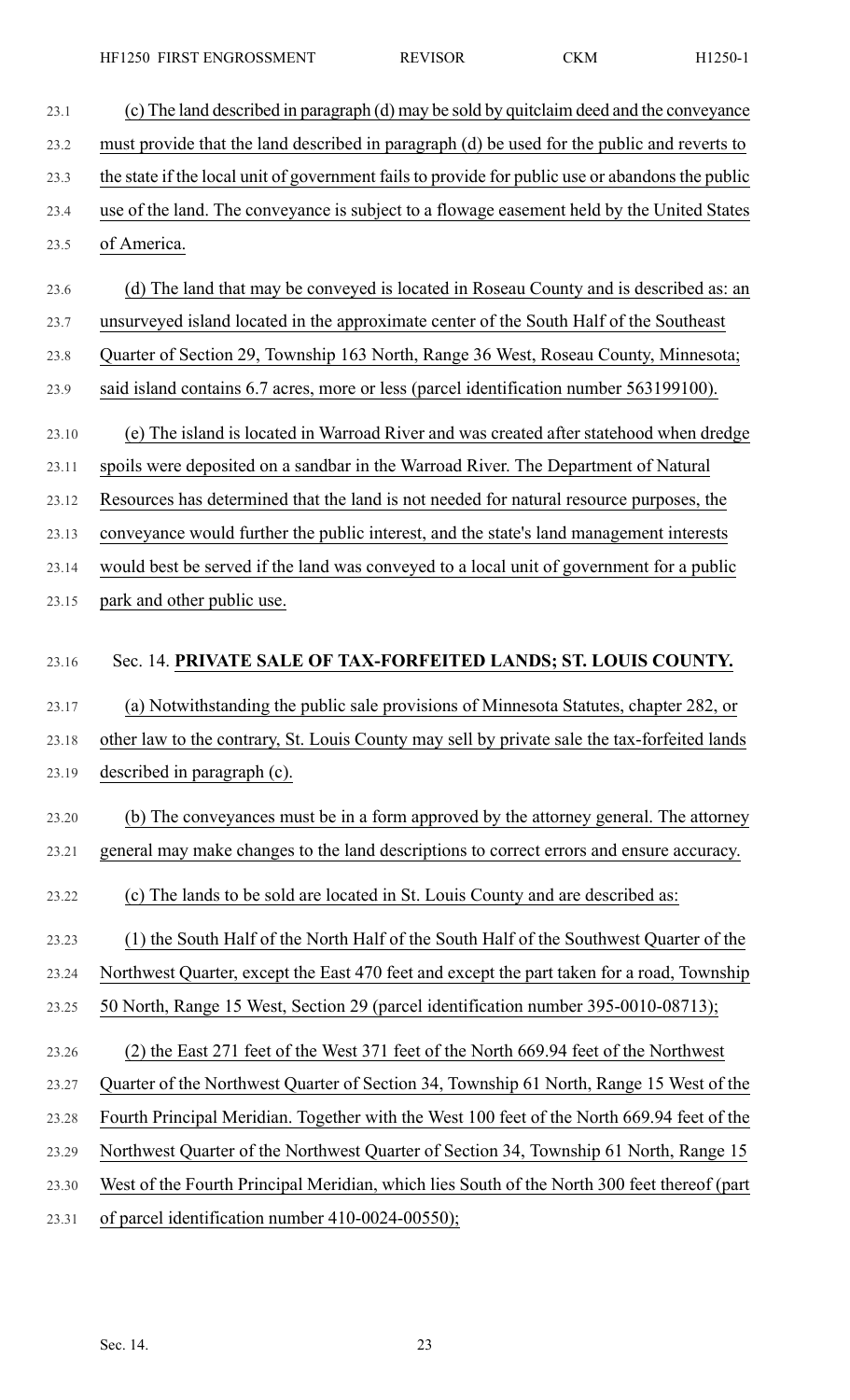(c) The land described in paragraph (d) may be sold by quitclaim deed and the conveyance must provide that the land described in paragraph (d) be used for the public and reverts to the state if the local unit of government fails to provide for public use or abandons the public use of the land. The conveyance is subject to a flowage easement held by the United States of America.

(d) The land that may be conveyed is located in Roseau County and is described as: an unsurveyed island located in the approximate center of the South Half of the Southeast Quarter of Section 29, Township 163 North, Range 36 West, Roseau County, Minnesota; said island contains 6.7 acres, more or less (parcel identification number 563199100).

(e) The island is located in Warroad River and was created after statehood when dredge spoils were deposited on a sandbar in the Warroad River. The Department of Natural Resources has determined that the land is not needed for natural resource purposes, the conveyance would further the public interest, and the state's land management interests would best be served if the land was conveyed to a local unit of government for a public park and other public use.

Sec. 14. **PRIVATE SALE OF TAX-FORFEITED LANDS; ST. LOUIS COUNTY.**

(a) Notwithstanding the public sale provisions of Minnesota Statutes, chapter 282, or other law to the contrary, St. Louis County may sell by private sale the tax-forfeited lands described in paragraph (c).

(b) The conveyances must be in a form approved by the attorney general. The attorney general may make changes to the land descriptions to correct errors and ensure accuracy.

(c) The lands to be sold are located in St. Louis County and are described as:

(1) the South Half of the North Half of the South Half of the Southwest Quarter of the Northwest Quarter, except the East 470 feet and except the part taken for a road, Township 50 North, Range 15 West, Section 29 (parcel identification number 395-0010-08713);

(2) the East 271 feet of the West 371 feet of the North 669.94 feet of the Northwest Quarter of the Northwest Quarter of Section 34, Township 61 North, Range 15 West of the Fourth Principal Meridian. Together with the West 100 feet of the North 669.94 feet of the Northwest Quarter of the Northwest Quarter of Section 34, Township 61 North, Range 15 West of the Fourth Principal Meridian, which lies South of the North 300 feet thereof (part of parcel identification number 410-0024-00550);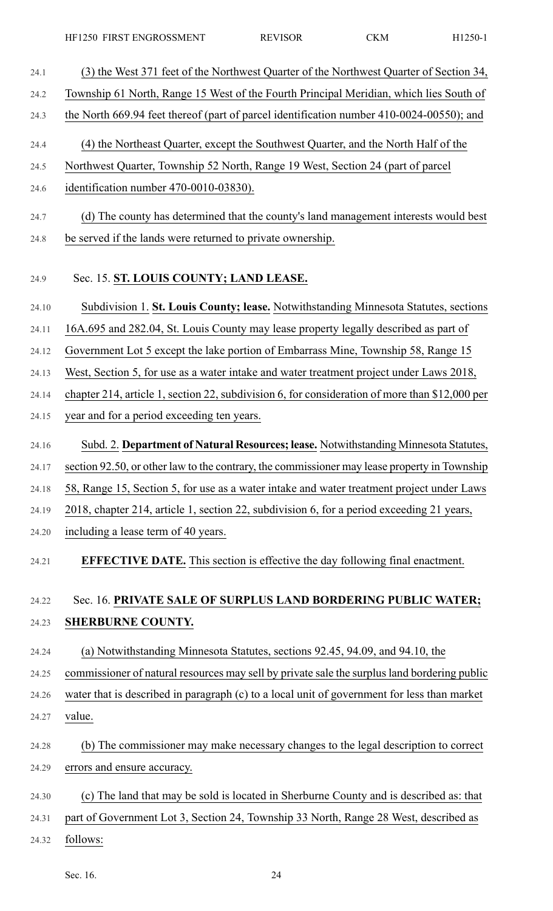(3) the West 371 feet of the Northwest Quarter of the Northwest Quarter of Section 34, Township 61 North, Range 15 West of the Fourth Principal Meridian, which lies South of the North 669.94 feet thereof (part of parcel identification number 410-0024-00550); and

(4) the Northeast Quarter, except the Southwest Quarter, and the North Half of the Northwest Quarter, Township 52 North, Range 19 West, Section 24 (part of parcel identification number 470-0010-03830).

(d) The county has determined that the county's land management interests would best be served if the lands were returned to private ownership.

Sec. 15. **ST. LOUIS COUNTY; LAND LEASE.**

Subdivision 1. **St. Louis County; lease.** Notwithstanding Minnesota Statutes, sections 16A.695 and 282.04, St. Louis County may lease property legally described as part of Government Lot 5 except the lake portion of Embarrass Mine, Township 58, Range 15 West, Section 5, for use as a water intake and water treatment project under Laws 2018, chapter 214, article 1, section 22, subdivision 6, for consideration of more than $12,000 per year and for a period exceeding ten years.

Subd. 2. **Department of Natural Resources; lease.** Notwithstanding Minnesota Statutes, section 92.50, or other law to the contrary, the commissioner may lease property in Township 58, Range 15, Section 5, for use as a water intake and water treatment project under Laws 2018, chapter 214, article 1, section 22, subdivision 6, for a period exceeding 21 years, including a lease term of 40 years.

**EFFECTIVE DATE.** This section is effective the day following final enactment.

Sec. 16. **PRIVATE SALE OF SURPLUS LAND BORDERING PUBLIC WATER; SHERBURNE COUNTY.**

(a) Notwithstanding Minnesota Statutes, sections 92.45, 94.09, and 94.10, the commissioner of natural resources may sell by private sale the surplus land bordering public water that is described in paragraph (c) to a local unit of government for less than market value.

(b) The commissioner may make necessary changes to the legal description to correct errors and ensure accuracy.

(c) The land that may be sold is located in Sherburne County and is described as: that part of Government Lot 3, Section 24, Township 33 North, Range 28 West, described as follows: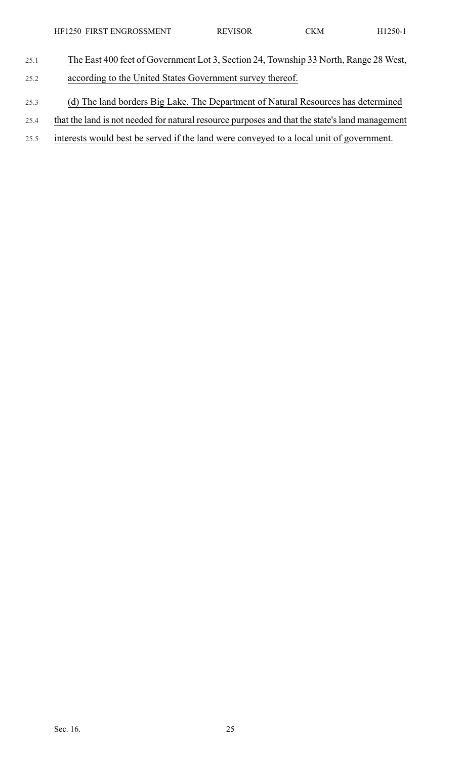The East 400 feet of Government Lot 3, Section 24, Township 33 North, Range 28 West, according to the United States Government survey thereof.

(d) The land borders Big Lake. The Department of Natural Resources has determined that the land is not needed for natural resource purposes and that the state's land management interests would best be served if the land were conveyed to a local unit of government.